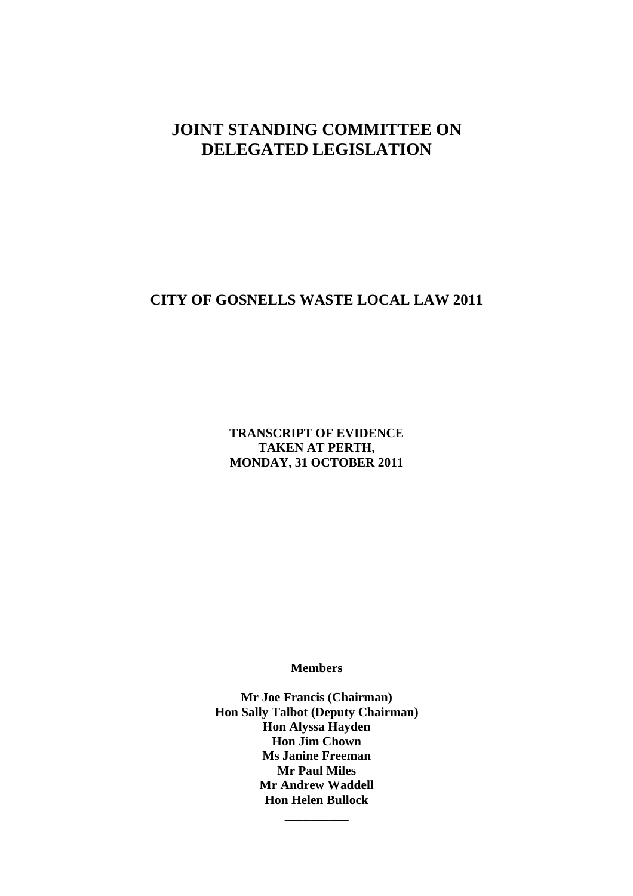# JOINT STANDING COMMITTEE ON DELEGATED LEGISLATION

## CITY OF GOSNELLS WASTE LOCAL LAW 2011

**TRANSCRIPT OF EVIDENCE**
**TAKEN AT PERTH,**
**MONDAY, 31 OCTOBER 2011**

**Members**

**Mr Joe Francis (Chairman)**
**Hon Sally Talbot (Deputy Chairman)**
**Hon Alyssa Hayden**
**Hon Jim Chown**
**Ms Janine Freeman**
**Mr Paul Miles**
**Mr Andrew Waddell**
**Hon Helen Bullock**

---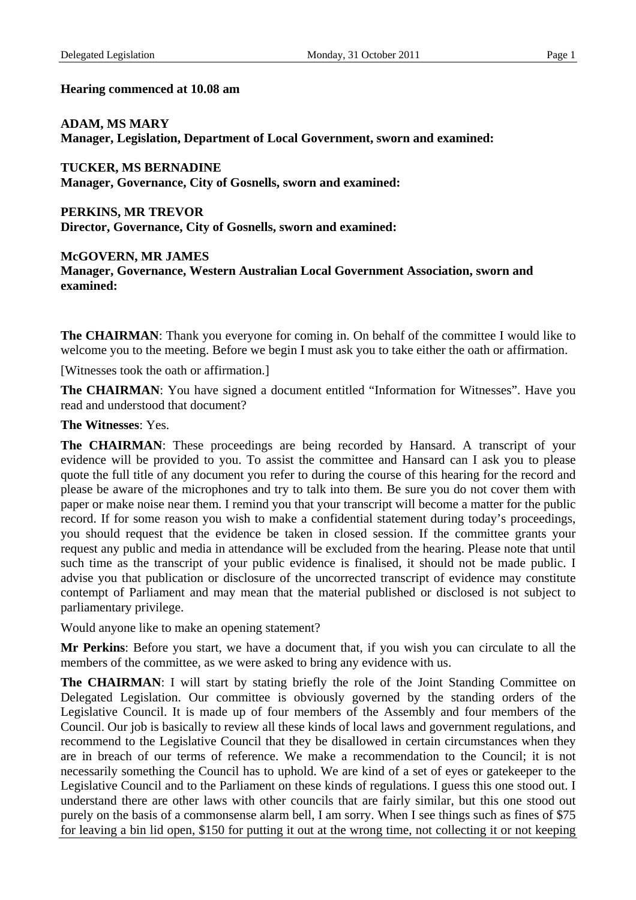**Hearing commenced at 10.08 am**

**ADAM, MS MARY**
**Manager, Legislation, Department of Local Government, sworn and examined:**

**TUCKER, MS BERNADINE**
**Manager, Governance, City of Gosnells, sworn and examined:**

**PERKINS, MR TREVOR**
**Director, Governance, City of Gosnells, sworn and examined:**

**McGOVERN, MR JAMES**
**Manager, Governance, Western Australian Local Government Association, sworn and examined:**

**The CHAIRMAN**: Thank you everyone for coming in. On behalf of the committee I would like to welcome you to the meeting. Before we begin I must ask you to take either the oath or affirmation.

[Witnesses took the oath or affirmation.]

**The CHAIRMAN**: You have signed a document entitled "Information for Witnesses". Have you read and understood that document?

**The Witnesses**: Yes.

**The CHAIRMAN**: These proceedings are being recorded by Hansard. A transcript of your evidence will be provided to you. To assist the committee and Hansard can I ask you to please quote the full title of any document you refer to during the course of this hearing for the record and please be aware of the microphones and try to talk into them. Be sure you do not cover them with paper or make noise near them. I remind you that your transcript will become a matter for the public record. If for some reason you wish to make a confidential statement during today's proceedings, you should request that the evidence be taken in closed session. If the committee grants your request any public and media in attendance will be excluded from the hearing. Please note that until such time as the transcript of your public evidence is finalised, it should not be made public. I advise you that publication or disclosure of the uncorrected transcript of evidence may constitute contempt of Parliament and may mean that the material published or disclosed is not subject to parliamentary privilege.

Would anyone like to make an opening statement?

**Mr Perkins**: Before you start, we have a document that, if you wish you can circulate to all the members of the committee, as we were asked to bring any evidence with us.

**The CHAIRMAN**: I will start by stating briefly the role of the Joint Standing Committee on Delegated Legislation. Our committee is obviously governed by the standing orders of the Legislative Council. It is made up of four members of the Assembly and four members of the Council. Our job is basically to review all these kinds of local laws and government regulations, and recommend to the Legislative Council that they be disallowed in certain circumstances when they are in breach of our terms of reference. We make a recommendation to the Council; it is not necessarily something the Council has to uphold. We are kind of a set of eyes or gatekeeper to the Legislative Council and to the Parliament on these kinds of regulations. I guess this one stood out. I understand there are other laws with other councils that are fairly similar, but this one stood out purely on the basis of a commonsense alarm bell, I am sorry. When I see things such as fines of $75 for leaving a bin lid open, $150 for putting it out at the wrong time, not collecting it or not keeping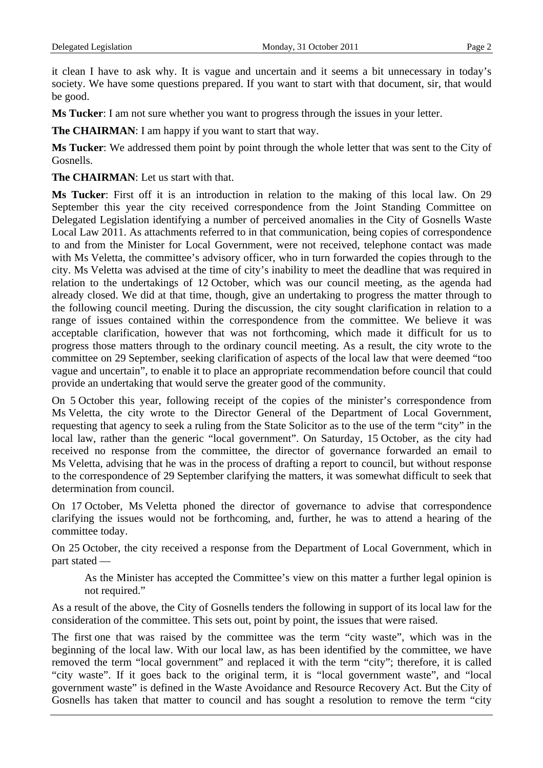it clean I have to ask why. It is vague and uncertain and it seems a bit unnecessary in today's society. We have some questions prepared. If you want to start with that document, sir, that would be good.

**Ms Tucker**: I am not sure whether you want to progress through the issues in your letter.

**The CHAIRMAN**: I am happy if you want to start that way.

**Ms Tucker**: We addressed them point by point through the whole letter that was sent to the City of Gosnells.

**The CHAIRMAN**: Let us start with that.

**Ms Tucker**: First off it is an introduction in relation to the making of this local law. On 29 September this year the city received correspondence from the Joint Standing Committee on Delegated Legislation identifying a number of perceived anomalies in the City of Gosnells Waste Local Law 2011. As attachments referred to in that communication, being copies of correspondence to and from the Minister for Local Government, were not received, telephone contact was made with Ms Veletta, the committee's advisory officer, who in turn forwarded the copies through to the city. Ms Veletta was advised at the time of city's inability to meet the deadline that was required in relation to the undertakings of 12 October, which was our council meeting, as the agenda had already closed. We did at that time, though, give an undertaking to progress the matter through to the following council meeting. During the discussion, the city sought clarification in relation to a range of issues contained within the correspondence from the committee. We believe it was acceptable clarification, however that was not forthcoming, which made it difficult for us to progress those matters through to the ordinary council meeting. As a result, the city wrote to the committee on 29 September, seeking clarification of aspects of the local law that were deemed "too vague and uncertain", to enable it to place an appropriate recommendation before council that could provide an undertaking that would serve the greater good of the community.

On 5 October this year, following receipt of the copies of the minister's correspondence from Ms Veletta, the city wrote to the Director General of the Department of Local Government, requesting that agency to seek a ruling from the State Solicitor as to the use of the term "city" in the local law, rather than the generic "local government". On Saturday, 15 October, as the city had received no response from the committee, the director of governance forwarded an email to Ms Veletta, advising that he was in the process of drafting a report to council, but without response to the correspondence of 29 September clarifying the matters, it was somewhat difficult to seek that determination from council.

On 17 October, Ms Veletta phoned the director of governance to advise that correspondence clarifying the issues would not be forthcoming, and, further, he was to attend a hearing of the committee today.

On 25 October, the city received a response from the Department of Local Government, which in part stated —

> As the Minister has accepted the Committee's view on this matter a further legal opinion is not required."

As a result of the above, the City of Gosnells tenders the following in support of its local law for the consideration of the committee. This sets out, point by point, the issues that were raised.

The first one that was raised by the committee was the term "city waste", which was in the beginning of the local law. With our local law, as has been identified by the committee, we have removed the term "local government" and replaced it with the term "city"; therefore, it is called "city waste". If it goes back to the original term, it is "local government waste", and "local government waste" is defined in the Waste Avoidance and Resource Recovery Act. But the City of Gosnells has taken that matter to council and has sought a resolution to remove the term "city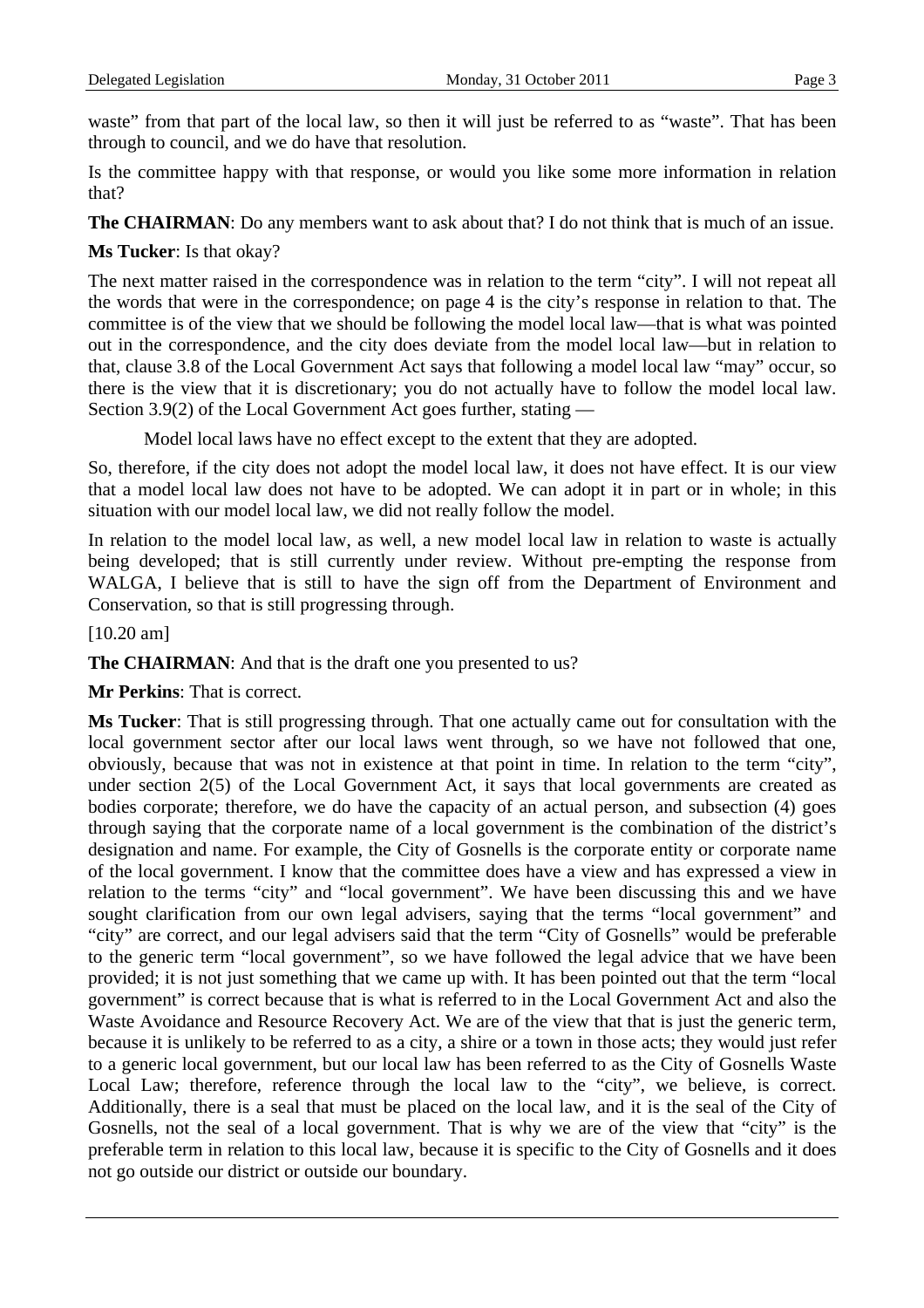waste" from that part of the local law, so then it will just be referred to as "waste". That has been through to council, and we do have that resolution.

Is the committee happy with that response, or would you like some more information in relation that?

**The CHAIRMAN**: Do any members want to ask about that? I do not think that is much of an issue.

**Ms Tucker**: Is that okay?

The next matter raised in the correspondence was in relation to the term "city". I will not repeat all the words that were in the correspondence; on page 4 is the city's response in relation to that. The committee is of the view that we should be following the model local law—that is what was pointed out in the correspondence, and the city does deviate from the model local law—but in relation to that, clause 3.8 of the Local Government Act says that following a model local law "may" occur, so there is the view that it is discretionary; you do not actually have to follow the model local law. Section 3.9(2) of the Local Government Act goes further, stating —

> Model local laws have no effect except to the extent that they are adopted.

So, therefore, if the city does not adopt the model local law, it does not have effect. It is our view that a model local law does not have to be adopted. We can adopt it in part or in whole; in this situation with our model local law, we did not really follow the model.

In relation to the model local law, as well, a new model local law in relation to waste is actually being developed; that is still currently under review. Without pre-empting the response from WALGA, I believe that is still to have the sign off from the Department of Environment and Conservation, so that is still progressing through.

[10.20 am]

**The CHAIRMAN**: And that is the draft one you presented to us?

**Mr Perkins**: That is correct.

**Ms Tucker**: That is still progressing through. That one actually came out for consultation with the local government sector after our local laws went through, so we have not followed that one, obviously, because that was not in existence at that point in time. In relation to the term "city", under section 2(5) of the Local Government Act, it says that local governments are created as bodies corporate; therefore, we do have the capacity of an actual person, and subsection (4) goes through saying that the corporate name of a local government is the combination of the district's designation and name. For example, the City of Gosnells is the corporate entity or corporate name of the local government. I know that the committee does have a view and has expressed a view in relation to the terms "city" and "local government". We have been discussing this and we have sought clarification from our own legal advisers, saying that the terms "local government" and "city" are correct, and our legal advisers said that the term "City of Gosnells" would be preferable to the generic term "local government", so we have followed the legal advice that we have been provided; it is not just something that we came up with. It has been pointed out that the term "local government" is correct because that is what is referred to in the Local Government Act and also the Waste Avoidance and Resource Recovery Act. We are of the view that that is just the generic term, because it is unlikely to be referred to as a city, a shire or a town in those acts; they would just refer to a generic local government, but our local law has been referred to as the City of Gosnells Waste Local Law; therefore, reference through the local law to the "city", we believe, is correct. Additionally, there is a seal that must be placed on the local law, and it is the seal of the City of Gosnells, not the seal of a local government. That is why we are of the view that "city" is the preferable term in relation to this local law, because it is specific to the City of Gosnells and it does not go outside our district or outside our boundary.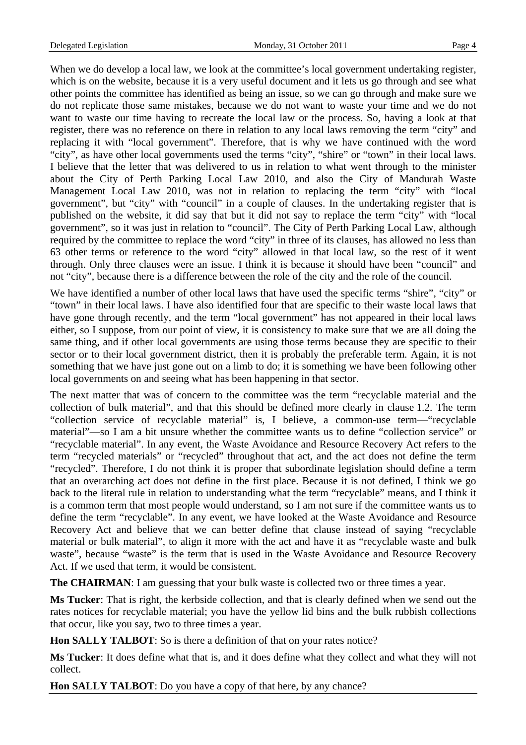When we do develop a local law, we look at the committee's local government undertaking register, which is on the website, because it is a very useful document and it lets us go through and see what other points the committee has identified as being an issue, so we can go through and make sure we do not replicate those same mistakes, because we do not want to waste your time and we do not want to waste our time having to recreate the local law or the process. So, having a look at that register, there was no reference on there in relation to any local laws removing the term "city" and replacing it with "local government". Therefore, that is why we have continued with the word "city", as have other local governments used the terms "city", "shire" or "town" in their local laws. I believe that the letter that was delivered to us in relation to what went through to the minister about the City of Perth Parking Local Law 2010, and also the City of Mandurah Waste Management Local Law 2010, was not in relation to replacing the term "city" with "local government", but "city" with "council" in a couple of clauses. In the undertaking register that is published on the website, it did say that but it did not say to replace the term "city" with "local government", so it was just in relation to "council". The City of Perth Parking Local Law, although required by the committee to replace the word "city" in three of its clauses, has allowed no less than 63 other terms or reference to the word "city" allowed in that local law, so the rest of it went through. Only three clauses were an issue. I think it is because it should have been "council" and not "city", because there is a difference between the role of the city and the role of the council.

We have identified a number of other local laws that have used the specific terms "shire", "city" or "town" in their local laws. I have also identified four that are specific to their waste local laws that have gone through recently, and the term "local government" has not appeared in their local laws either, so I suppose, from our point of view, it is consistency to make sure that we are all doing the same thing, and if other local governments are using those terms because they are specific to their sector or to their local government district, then it is probably the preferable term. Again, it is not something that we have just gone out on a limb to do; it is something we have been following other local governments on and seeing what has been happening in that sector.

The next matter that was of concern to the committee was the term "recyclable material and the collection of bulk material", and that this should be defined more clearly in clause 1.2. The term "collection service of recyclable material" is, I believe, a common-use term—"recyclable material"—so I am a bit unsure whether the committee wants us to define "collection service" or "recyclable material". In any event, the Waste Avoidance and Resource Recovery Act refers to the term "recycled materials" or "recycled" throughout that act, and the act does not define the term "recycled". Therefore, I do not think it is proper that subordinate legislation should define a term that an overarching act does not define in the first place. Because it is not defined, I think we go back to the literal rule in relation to understanding what the term "recyclable" means, and I think it is a common term that most people would understand, so I am not sure if the committee wants us to define the term "recyclable". In any event, we have looked at the Waste Avoidance and Resource Recovery Act and believe that we can better define that clause instead of saying "recyclable material or bulk material", to align it more with the act and have it as "recyclable waste and bulk waste", because "waste" is the term that is used in the Waste Avoidance and Resource Recovery Act. If we used that term, it would be consistent.

**The CHAIRMAN**: I am guessing that your bulk waste is collected two or three times a year.

**Ms Tucker**: That is right, the kerbside collection, and that is clearly defined when we send out the rates notices for recyclable material; you have the yellow lid bins and the bulk rubbish collections that occur, like you say, two to three times a year.

**Hon SALLY TALBOT**: So is there a definition of that on your rates notice?

**Ms Tucker**: It does define what that is, and it does define what they collect and what they will not collect.

**Hon SALLY TALBOT**: Do you have a copy of that here, by any chance?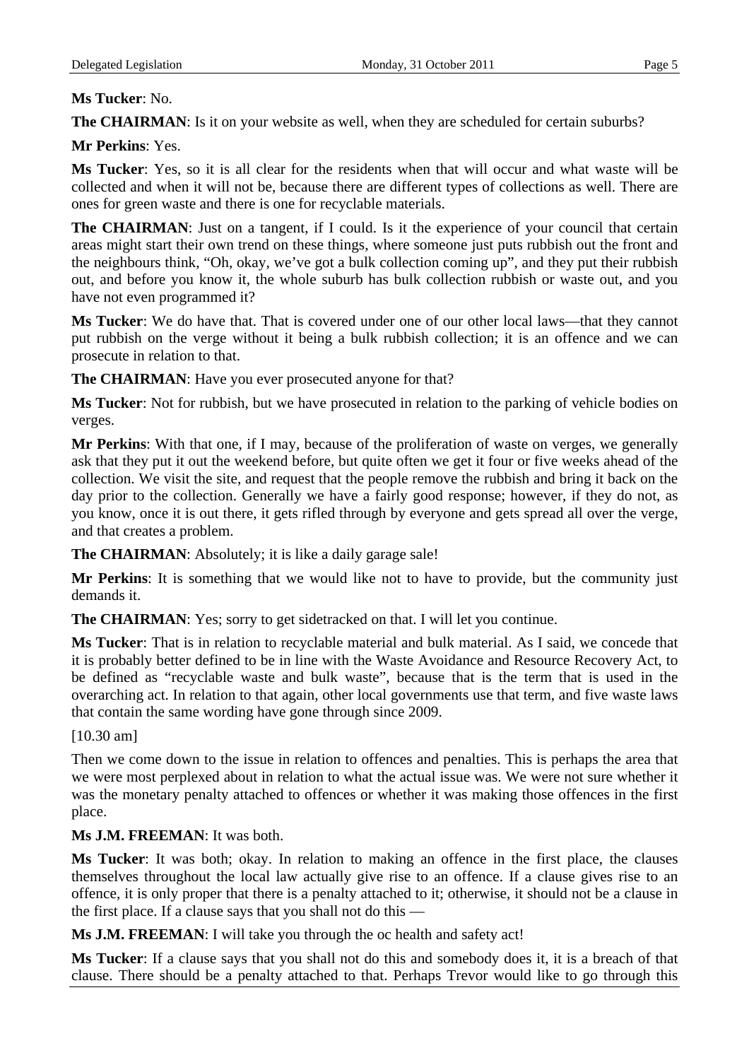**Ms Tucker**: No.

**The CHAIRMAN**: Is it on your website as well, when they are scheduled for certain suburbs?

**Mr Perkins**: Yes.

**Ms Tucker**: Yes, so it is all clear for the residents when that will occur and what waste will be collected and when it will not be, because there are different types of collections as well. There are ones for green waste and there is one for recyclable materials.

**The CHAIRMAN**: Just on a tangent, if I could. Is it the experience of your council that certain areas might start their own trend on these things, where someone just puts rubbish out the front and the neighbours think, "Oh, okay, we've got a bulk collection coming up", and they put their rubbish out, and before you know it, the whole suburb has bulk collection rubbish or waste out, and you have not even programmed it?

**Ms Tucker**: We do have that. That is covered under one of our other local laws—that they cannot put rubbish on the verge without it being a bulk rubbish collection; it is an offence and we can prosecute in relation to that.

**The CHAIRMAN**: Have you ever prosecuted anyone for that?

**Ms Tucker**: Not for rubbish, but we have prosecuted in relation to the parking of vehicle bodies on verges.

**Mr Perkins**: With that one, if I may, because of the proliferation of waste on verges, we generally ask that they put it out the weekend before, but quite often we get it four or five weeks ahead of the collection. We visit the site, and request that the people remove the rubbish and bring it back on the day prior to the collection. Generally we have a fairly good response; however, if they do not, as you know, once it is out there, it gets rifled through by everyone and gets spread all over the verge, and that creates a problem.

**The CHAIRMAN**: Absolutely; it is like a daily garage sale!

**Mr Perkins**: It is something that we would like not to have to provide, but the community just demands it.

**The CHAIRMAN**: Yes; sorry to get sidetracked on that. I will let you continue.

**Ms Tucker**: That is in relation to recyclable material and bulk material. As I said, we concede that it is probably better defined to be in line with the Waste Avoidance and Resource Recovery Act, to be defined as "recyclable waste and bulk waste", because that is the term that is used in the overarching act. In relation to that again, other local governments use that term, and five waste laws that contain the same wording have gone through since 2009.

[10.30 am]

Then we come down to the issue in relation to offences and penalties. This is perhaps the area that we were most perplexed about in relation to what the actual issue was. We were not sure whether it was the monetary penalty attached to offences or whether it was making those offences in the first place.

**Ms J.M. FREEMAN**: It was both.

**Ms Tucker**: It was both; okay. In relation to making an offence in the first place, the clauses themselves throughout the local law actually give rise to an offence. If a clause gives rise to an offence, it is only proper that there is a penalty attached to it; otherwise, it should not be a clause in the first place. If a clause says that you shall not do this —

**Ms J.M. FREEMAN**: I will take you through the oc health and safety act!

**Ms Tucker**: If a clause says that you shall not do this and somebody does it, it is a breach of that clause. There should be a penalty attached to that. Perhaps Trevor would like to go through this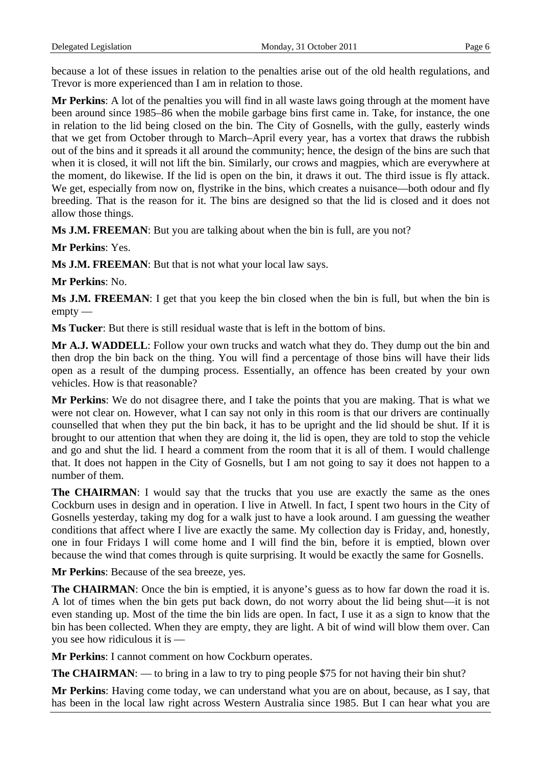because a lot of these issues in relation to the penalties arise out of the old health regulations, and Trevor is more experienced than I am in relation to those.

**Mr Perkins**: A lot of the penalties you will find in all waste laws going through at the moment have been around since 1985–86 when the mobile garbage bins first came in. Take, for instance, the one in relation to the lid being closed on the bin. The City of Gosnells, with the gully, easterly winds that we get from October through to March–April every year, has a vortex that draws the rubbish out of the bins and it spreads it all around the community; hence, the design of the bins are such that when it is closed, it will not lift the bin. Similarly, our crows and magpies, which are everywhere at the moment, do likewise. If the lid is open on the bin, it draws it out. The third issue is fly attack. We get, especially from now on, flystrike in the bins, which creates a nuisance—both odour and fly breeding. That is the reason for it. The bins are designed so that the lid is closed and it does not allow those things.

**Ms J.M. FREEMAN**: But you are talking about when the bin is full, are you not?

**Mr Perkins**: Yes.

**Ms J.M. FREEMAN**: But that is not what your local law says.

**Mr Perkins**: No.

**Ms J.M. FREEMAN**: I get that you keep the bin closed when the bin is full, but when the bin is empty —

**Ms Tucker**: But there is still residual waste that is left in the bottom of bins.

**Mr A.J. WADDELL**: Follow your own trucks and watch what they do. They dump out the bin and then drop the bin back on the thing. You will find a percentage of those bins will have their lids open as a result of the dumping process. Essentially, an offence has been created by your own vehicles. How is that reasonable?

**Mr Perkins**: We do not disagree there, and I take the points that you are making. That is what we were not clear on. However, what I can say not only in this room is that our drivers are continually counselled that when they put the bin back, it has to be upright and the lid should be shut. If it is brought to our attention that when they are doing it, the lid is open, they are told to stop the vehicle and go and shut the lid. I heard a comment from the room that it is all of them. I would challenge that. It does not happen in the City of Gosnells, but I am not going to say it does not happen to a number of them.

**The CHAIRMAN**: I would say that the trucks that you use are exactly the same as the ones Cockburn uses in design and in operation. I live in Atwell. In fact, I spent two hours in the City of Gosnells yesterday, taking my dog for a walk just to have a look around. I am guessing the weather conditions that affect where I live are exactly the same. My collection day is Friday, and, honestly, one in four Fridays I will come home and I will find the bin, before it is emptied, blown over because the wind that comes through is quite surprising. It would be exactly the same for Gosnells.

**Mr Perkins**: Because of the sea breeze, yes.

**The CHAIRMAN**: Once the bin is emptied, it is anyone's guess as to how far down the road it is. A lot of times when the bin gets put back down, do not worry about the lid being shut—it is not even standing up. Most of the time the bin lids are open. In fact, I use it as a sign to know that the bin has been collected. When they are empty, they are light. A bit of wind will blow them over. Can you see how ridiculous it is —

**Mr Perkins**: I cannot comment on how Cockburn operates.

**The CHAIRMAN**: — to bring in a law to try to ping people $75 for not having their bin shut?

**Mr Perkins**: Having come today, we can understand what you are on about, because, as I say, that has been in the local law right across Western Australia since 1985. But I can hear what you are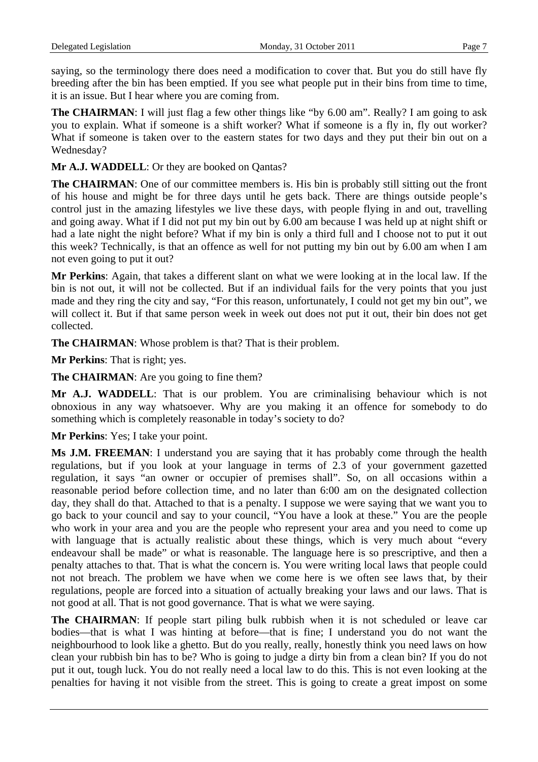saying, so the terminology there does need a modification to cover that. But you do still have fly breeding after the bin has been emptied. If you see what people put in their bins from time to time, it is an issue. But I hear where you are coming from.

**The CHAIRMAN**: I will just flag a few other things like "by 6.00 am". Really? I am going to ask you to explain. What if someone is a shift worker? What if someone is a fly in, fly out worker? What if someone is taken over to the eastern states for two days and they put their bin out on a Wednesday?

**Mr A.J. WADDELL**: Or they are booked on Qantas?

**The CHAIRMAN**: One of our committee members is. His bin is probably still sitting out the front of his house and might be for three days until he gets back. There are things outside people's control just in the amazing lifestyles we live these days, with people flying in and out, travelling and going away. What if I did not put my bin out by 6.00 am because I was held up at night shift or had a late night the night before? What if my bin is only a third full and I choose not to put it out this week? Technically, is that an offence as well for not putting my bin out by 6.00 am when I am not even going to put it out?

**Mr Perkins**: Again, that takes a different slant on what we were looking at in the local law. If the bin is not out, it will not be collected. But if an individual fails for the very points that you just made and they ring the city and say, "For this reason, unfortunately, I could not get my bin out", we will collect it. But if that same person week in week out does not put it out, their bin does not get collected.

**The CHAIRMAN**: Whose problem is that? That is their problem.

**Mr Perkins**: That is right; yes.

**The CHAIRMAN**: Are you going to fine them?

**Mr A.J. WADDELL**: That is our problem. You are criminalising behaviour which is not obnoxious in any way whatsoever. Why are you making it an offence for somebody to do something which is completely reasonable in today's society to do?

**Mr Perkins**: Yes; I take your point.

**Ms J.M. FREEMAN**: I understand you are saying that it has probably come through the health regulations, but if you look at your language in terms of 2.3 of your government gazetted regulation, it says "an owner or occupier of premises shall". So, on all occasions within a reasonable period before collection time, and no later than 6:00 am on the designated collection day, they shall do that. Attached to that is a penalty. I suppose we were saying that we want you to go back to your council and say to your council, "You have a look at these." You are the people who work in your area and you are the people who represent your area and you need to come up with language that is actually realistic about these things, which is very much about "every endeavour shall be made" or what is reasonable. The language here is so prescriptive, and then a penalty attaches to that. That is what the concern is. You were writing local laws that people could not not breach. The problem we have when we come here is we often see laws that, by their regulations, people are forced into a situation of actually breaking your laws and our laws. That is not good at all. That is not good governance. That is what we were saying.

**The CHAIRMAN**: If people start piling bulk rubbish when it is not scheduled or leave car bodies—that is what I was hinting at before—that is fine; I understand you do not want the neighbourhood to look like a ghetto. But do you really, really, honestly think you need laws on how clean your rubbish bin has to be? Who is going to judge a dirty bin from a clean bin? If you do not put it out, tough luck. You do not really need a local law to do this. This is not even looking at the penalties for having it not visible from the street. This is going to create a great impost on some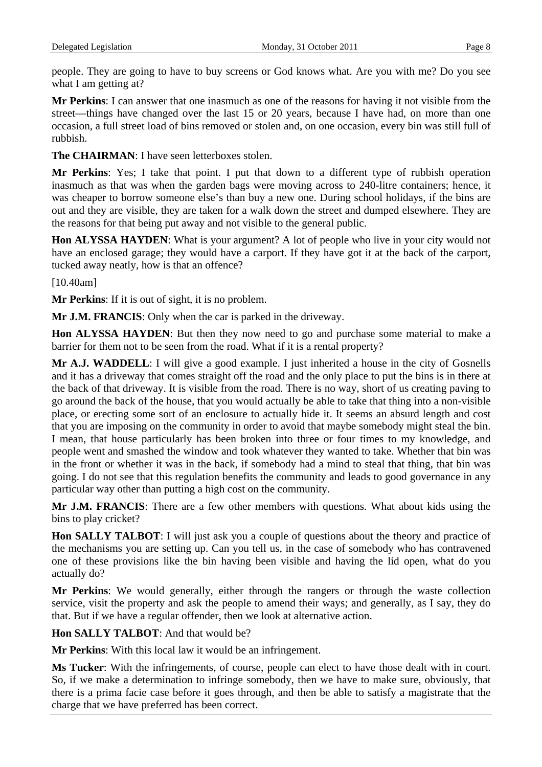people. They are going to have to buy screens or God knows what. Are you with me? Do you see what I am getting at?

**Mr Perkins**: I can answer that one inasmuch as one of the reasons for having it not visible from the street—things have changed over the last 15 or 20 years, because I have had, on more than one occasion, a full street load of bins removed or stolen and, on one occasion, every bin was still full of rubbish.

**The CHAIRMAN**: I have seen letterboxes stolen.

**Mr Perkins**: Yes; I take that point. I put that down to a different type of rubbish operation inasmuch as that was when the garden bags were moving across to 240-litre containers; hence, it was cheaper to borrow someone else's than buy a new one. During school holidays, if the bins are out and they are visible, they are taken for a walk down the street and dumped elsewhere. They are the reasons for that being put away and not visible to the general public.

**Hon ALYSSA HAYDEN**: What is your argument? A lot of people who live in your city would not have an enclosed garage; they would have a carport. If they have got it at the back of the carport, tucked away neatly, how is that an offence?

[10.40am]

**Mr Perkins**: If it is out of sight, it is no problem.

**Mr J.M. FRANCIS**: Only when the car is parked in the driveway.

**Hon ALYSSA HAYDEN**: But then they now need to go and purchase some material to make a barrier for them not to be seen from the road. What if it is a rental property?

**Mr A.J. WADDELL**: I will give a good example. I just inherited a house in the city of Gosnells and it has a driveway that comes straight off the road and the only place to put the bins is in there at the back of that driveway. It is visible from the road. There is no way, short of us creating paving to go around the back of the house, that you would actually be able to take that thing into a non-visible place, or erecting some sort of an enclosure to actually hide it. It seems an absurd length and cost that you are imposing on the community in order to avoid that maybe somebody might steal the bin. I mean, that house particularly has been broken into three or four times to my knowledge, and people went and smashed the window and took whatever they wanted to take. Whether that bin was in the front or whether it was in the back, if somebody had a mind to steal that thing, that bin was going. I do not see that this regulation benefits the community and leads to good governance in any particular way other than putting a high cost on the community.

**Mr J.M. FRANCIS**: There are a few other members with questions. What about kids using the bins to play cricket?

**Hon SALLY TALBOT**: I will just ask you a couple of questions about the theory and practice of the mechanisms you are setting up. Can you tell us, in the case of somebody who has contravened one of these provisions like the bin having been visible and having the lid open, what do you actually do?

**Mr Perkins**: We would generally, either through the rangers or through the waste collection service, visit the property and ask the people to amend their ways; and generally, as I say, they do that. But if we have a regular offender, then we look at alternative action.

**Hon SALLY TALBOT**: And that would be?

**Mr Perkins**: With this local law it would be an infringement.

**Ms Tucker**: With the infringements, of course, people can elect to have those dealt with in court. So, if we make a determination to infringe somebody, then we have to make sure, obviously, that there is a prima facie case before it goes through, and then be able to satisfy a magistrate that the charge that we have preferred has been correct.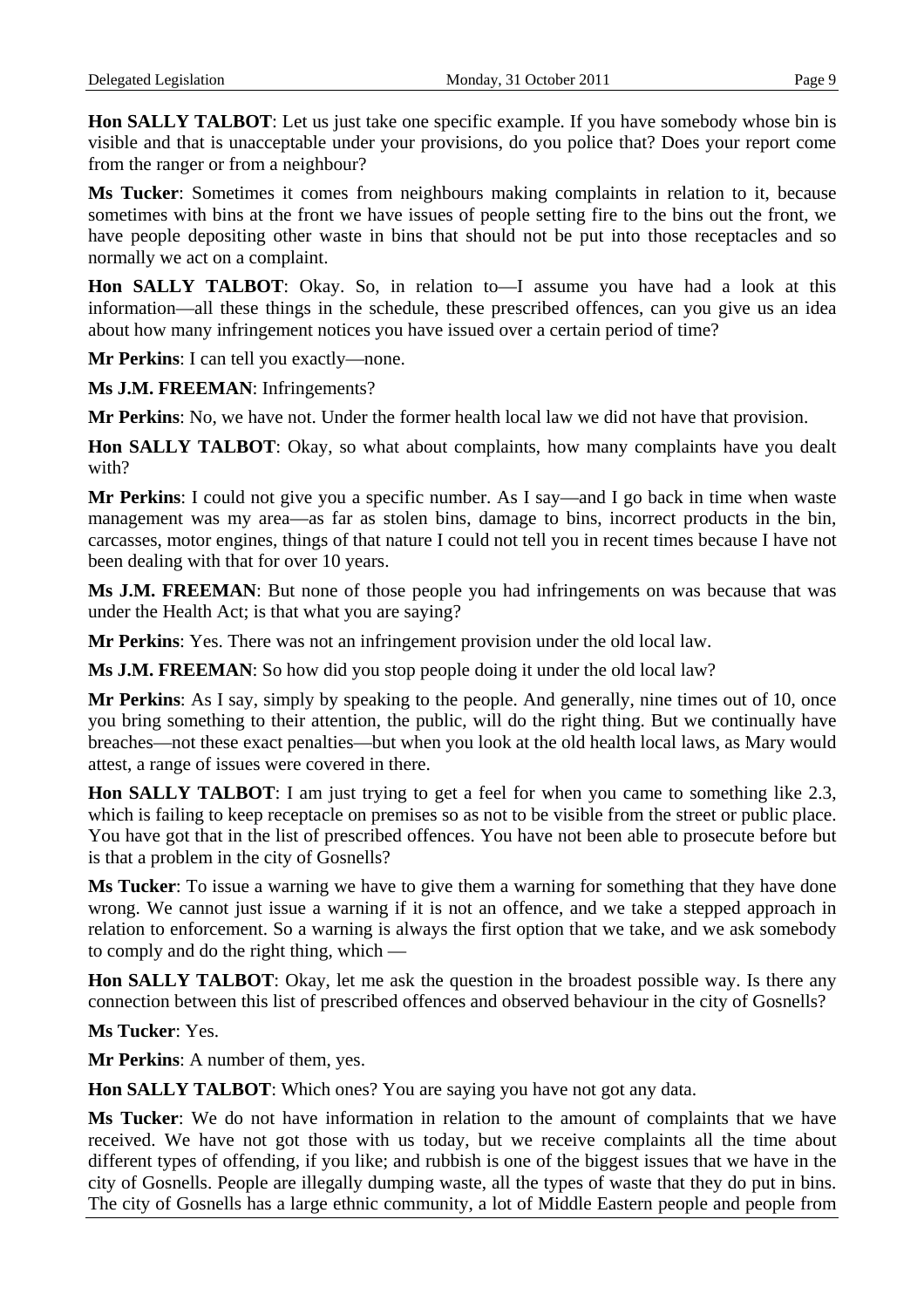**Hon SALLY TALBOT**: Let us just take one specific example. If you have somebody whose bin is visible and that is unacceptable under your provisions, do you police that? Does your report come from the ranger or from a neighbour?

**Ms Tucker**: Sometimes it comes from neighbours making complaints in relation to it, because sometimes with bins at the front we have issues of people setting fire to the bins out the front, we have people depositing other waste in bins that should not be put into those receptacles and so normally we act on a complaint.

**Hon SALLY TALBOT**: Okay. So, in relation to—I assume you have had a look at this information—all these things in the schedule, these prescribed offences, can you give us an idea about how many infringement notices you have issued over a certain period of time?

**Mr Perkins**: I can tell you exactly—none.

**Ms J.M. FREEMAN**: Infringements?

**Mr Perkins**: No, we have not. Under the former health local law we did not have that provision.

**Hon SALLY TALBOT**: Okay, so what about complaints, how many complaints have you dealt with?

**Mr Perkins**: I could not give you a specific number. As I say—and I go back in time when waste management was my area—as far as stolen bins, damage to bins, incorrect products in the bin, carcasses, motor engines, things of that nature I could not tell you in recent times because I have not been dealing with that for over 10 years.

**Ms J.M. FREEMAN**: But none of those people you had infringements on was because that was under the Health Act; is that what you are saying?

**Mr Perkins**: Yes. There was not an infringement provision under the old local law.

**Ms J.M. FREEMAN**: So how did you stop people doing it under the old local law?

**Mr Perkins**: As I say, simply by speaking to the people. And generally, nine times out of 10, once you bring something to their attention, the public, will do the right thing. But we continually have breaches—not these exact penalties—but when you look at the old health local laws, as Mary would attest, a range of issues were covered in there.

**Hon SALLY TALBOT**: I am just trying to get a feel for when you came to something like 2.3, which is failing to keep receptacle on premises so as not to be visible from the street or public place. You have got that in the list of prescribed offences. You have not been able to prosecute before but is that a problem in the city of Gosnells?

**Ms Tucker**: To issue a warning we have to give them a warning for something that they have done wrong. We cannot just issue a warning if it is not an offence, and we take a stepped approach in relation to enforcement. So a warning is always the first option that we take, and we ask somebody to comply and do the right thing, which —

**Hon SALLY TALBOT**: Okay, let me ask the question in the broadest possible way. Is there any connection between this list of prescribed offences and observed behaviour in the city of Gosnells?

**Ms Tucker**: Yes.

**Mr Perkins**: A number of them, yes.

**Hon SALLY TALBOT**: Which ones? You are saying you have not got any data.

**Ms Tucker**: We do not have information in relation to the amount of complaints that we have received. We have not got those with us today, but we receive complaints all the time about different types of offending, if you like; and rubbish is one of the biggest issues that we have in the city of Gosnells. People are illegally dumping waste, all the types of waste that they do put in bins. The city of Gosnells has a large ethnic community, a lot of Middle Eastern people and people from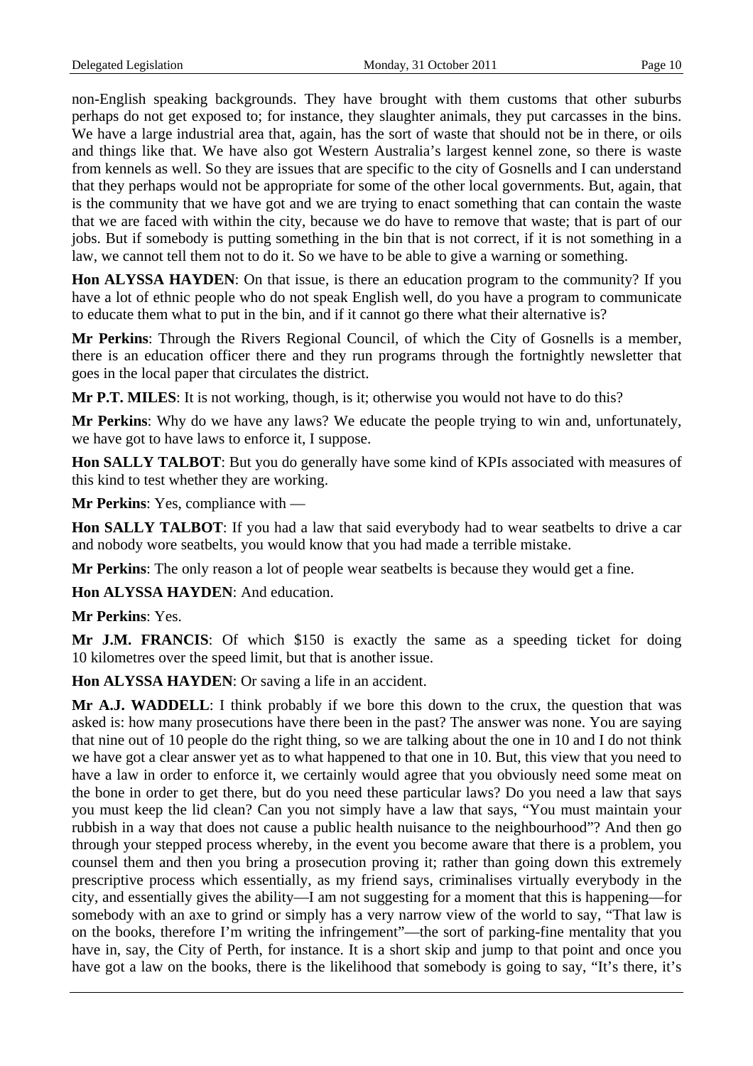non-English speaking backgrounds. They have brought with them customs that other suburbs perhaps do not get exposed to; for instance, they slaughter animals, they put carcasses in the bins. We have a large industrial area that, again, has the sort of waste that should not be in there, or oils and things like that. We have also got Western Australia's largest kennel zone, so there is waste from kennels as well. So they are issues that are specific to the city of Gosnells and I can understand that they perhaps would not be appropriate for some of the other local governments. But, again, that is the community that we have got and we are trying to enact something that can contain the waste that we are faced with within the city, because we do have to remove that waste; that is part of our jobs. But if somebody is putting something in the bin that is not correct, if it is not something in a law, we cannot tell them not to do it. So we have to be able to give a warning or something.

**Hon ALYSSA HAYDEN**: On that issue, is there an education program to the community? If you have a lot of ethnic people who do not speak English well, do you have a program to communicate to educate them what to put in the bin, and if it cannot go there what their alternative is?

**Mr Perkins**: Through the Rivers Regional Council, of which the City of Gosnells is a member, there is an education officer there and they run programs through the fortnightly newsletter that goes in the local paper that circulates the district.

**Mr P.T. MILES**: It is not working, though, is it; otherwise you would not have to do this?

**Mr Perkins**: Why do we have any laws? We educate the people trying to win and, unfortunately, we have got to have laws to enforce it, I suppose.

**Hon SALLY TALBOT**: But you do generally have some kind of KPIs associated with measures of this kind to test whether they are working.

**Mr Perkins**: Yes, compliance with —

**Hon SALLY TALBOT**: If you had a law that said everybody had to wear seatbelts to drive a car and nobody wore seatbelts, you would know that you had made a terrible mistake.

**Mr Perkins**: The only reason a lot of people wear seatbelts is because they would get a fine.

**Hon ALYSSA HAYDEN**: And education.

**Mr Perkins**: Yes.

**Mr J.M. FRANCIS**: Of which $150 is exactly the same as a speeding ticket for doing 10 kilometres over the speed limit, but that is another issue.

**Hon ALYSSA HAYDEN**: Or saving a life in an accident.

**Mr A.J. WADDELL**: I think probably if we bore this down to the crux, the question that was asked is: how many prosecutions have there been in the past? The answer was none. You are saying that nine out of 10 people do the right thing, so we are talking about the one in 10 and I do not think we have got a clear answer yet as to what happened to that one in 10. But, this view that you need to have a law in order to enforce it, we certainly would agree that you obviously need some meat on the bone in order to get there, but do you need these particular laws? Do you need a law that says you must keep the lid clean? Can you not simply have a law that says, "You must maintain your rubbish in a way that does not cause a public health nuisance to the neighbourhood"? And then go through your stepped process whereby, in the event you become aware that there is a problem, you counsel them and then you bring a prosecution proving it; rather than going down this extremely prescriptive process which essentially, as my friend says, criminalises virtually everybody in the city, and essentially gives the ability—I am not suggesting for a moment that this is happening—for somebody with an axe to grind or simply has a very narrow view of the world to say, "That law is on the books, therefore I'm writing the infringement"—the sort of parking-fine mentality that you have in, say, the City of Perth, for instance. It is a short skip and jump to that point and once you have got a law on the books, there is the likelihood that somebody is going to say, "It's there, it's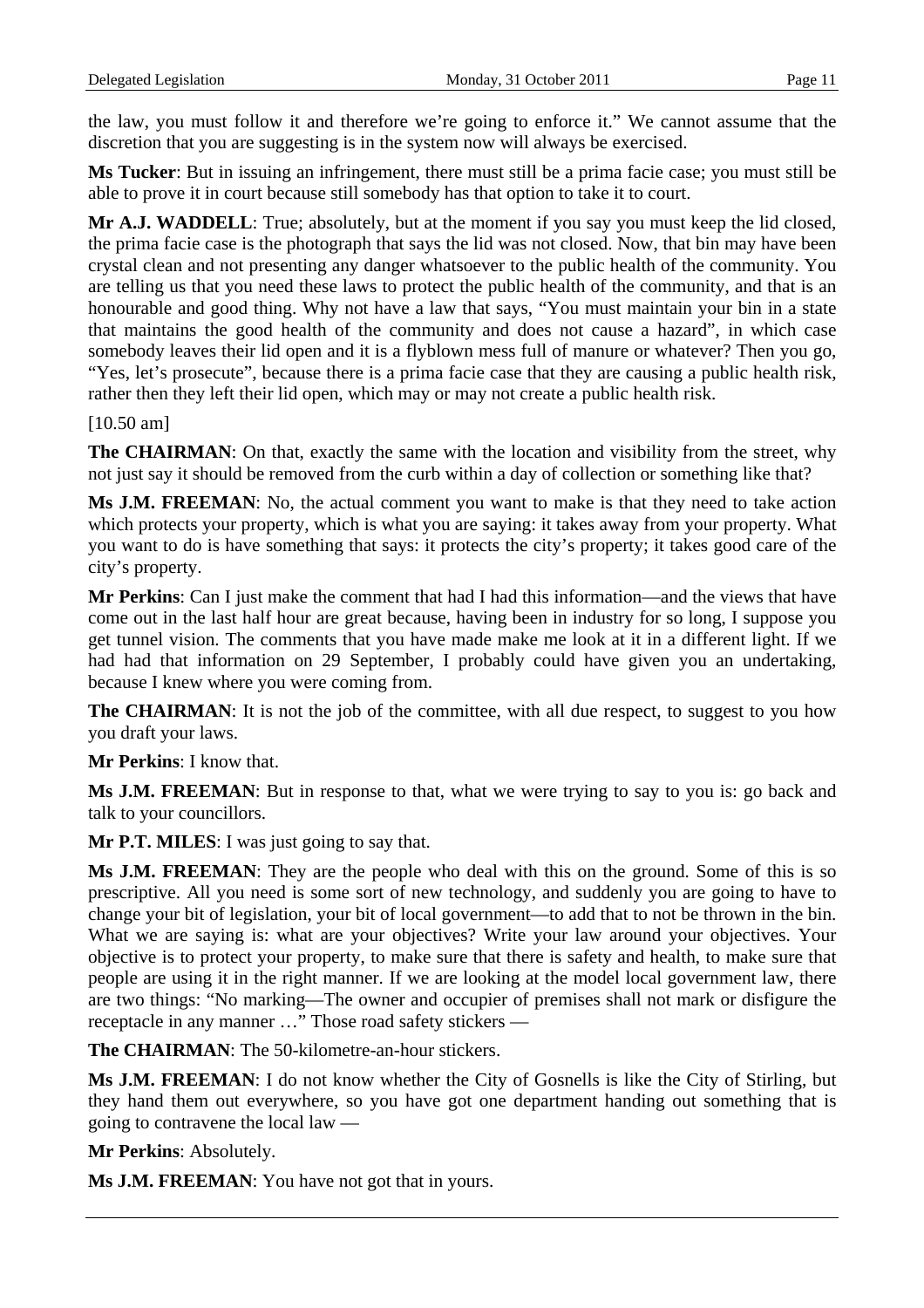the law, you must follow it and therefore we're going to enforce it." We cannot assume that the discretion that you are suggesting is in the system now will always be exercised.

**Ms Tucker**: But in issuing an infringement, there must still be a prima facie case; you must still be able to prove it in court because still somebody has that option to take it to court.

**Mr A.J. WADDELL**: True; absolutely, but at the moment if you say you must keep the lid closed, the prima facie case is the photograph that says the lid was not closed. Now, that bin may have been crystal clean and not presenting any danger whatsoever to the public health of the community. You are telling us that you need these laws to protect the public health of the community, and that is an honourable and good thing. Why not have a law that says, "You must maintain your bin in a state that maintains the good health of the community and does not cause a hazard", in which case somebody leaves their lid open and it is a flyblown mess full of manure or whatever? Then you go, "Yes, let's prosecute", because there is a prima facie case that they are causing a public health risk, rather then they left their lid open, which may or may not create a public health risk.

[10.50 am]

**The CHAIRMAN**: On that, exactly the same with the location and visibility from the street, why not just say it should be removed from the curb within a day of collection or something like that?

**Ms J.M. FREEMAN**: No, the actual comment you want to make is that they need to take action which protects your property, which is what you are saying: it takes away from your property. What you want to do is have something that says: it protects the city's property; it takes good care of the city's property.

**Mr Perkins**: Can I just make the comment that had I had this information—and the views that have come out in the last half hour are great because, having been in industry for so long, I suppose you get tunnel vision. The comments that you have made make me look at it in a different light. If we had had that information on 29 September, I probably could have given you an undertaking, because I knew where you were coming from.

**The CHAIRMAN**: It is not the job of the committee, with all due respect, to suggest to you how you draft your laws.

**Mr Perkins**: I know that.

**Ms J.M. FREEMAN**: But in response to that, what we were trying to say to you is: go back and talk to your councillors.

**Mr P.T. MILES**: I was just going to say that.

**Ms J.M. FREEMAN**: They are the people who deal with this on the ground. Some of this is so prescriptive. All you need is some sort of new technology, and suddenly you are going to have to change your bit of legislation, your bit of local government—to add that to not be thrown in the bin. What we are saying is: what are your objectives? Write your law around your objectives. Your objective is to protect your property, to make sure that there is safety and health, to make sure that people are using it in the right manner. If we are looking at the model local government law, there are two things: "No marking—The owner and occupier of premises shall not mark or disfigure the receptacle in any manner …" Those road safety stickers —

**The CHAIRMAN**: The 50-kilometre-an-hour stickers.

**Ms J.M. FREEMAN**: I do not know whether the City of Gosnells is like the City of Stirling, but they hand them out everywhere, so you have got one department handing out something that is going to contravene the local law —

**Mr Perkins**: Absolutely.

**Ms J.M. FREEMAN**: You have not got that in yours.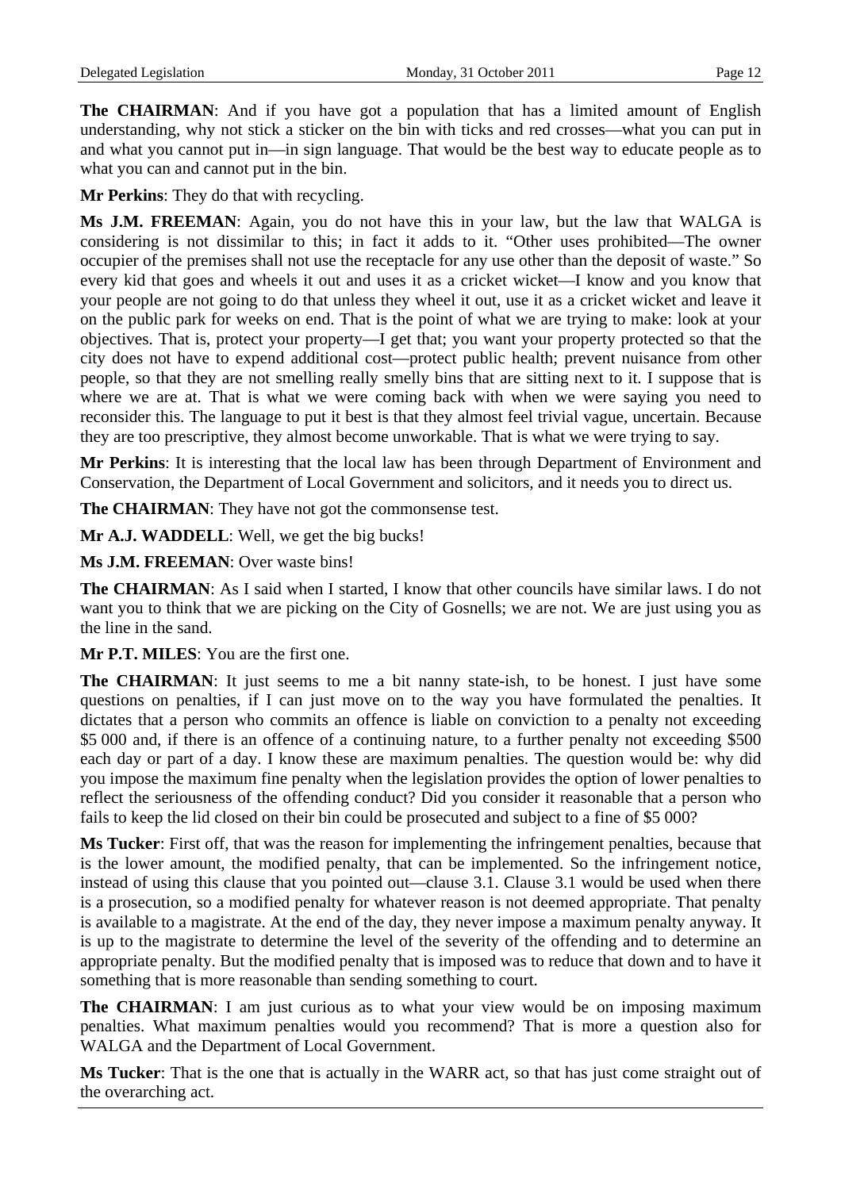**The CHAIRMAN**: And if you have got a population that has a limited amount of English understanding, why not stick a sticker on the bin with ticks and red crosses—what you can put in and what you cannot put in—in sign language. That would be the best way to educate people as to what you can and cannot put in the bin.

**Mr Perkins**: They do that with recycling.

**Ms J.M. FREEMAN**: Again, you do not have this in your law, but the law that WALGA is considering is not dissimilar to this; in fact it adds to it. "Other uses prohibited—The owner occupier of the premises shall not use the receptacle for any use other than the deposit of waste." So every kid that goes and wheels it out and uses it as a cricket wicket—I know and you know that your people are not going to do that unless they wheel it out, use it as a cricket wicket and leave it on the public park for weeks on end. That is the point of what we are trying to make: look at your objectives. That is, protect your property—I get that; you want your property protected so that the city does not have to expend additional cost—protect public health; prevent nuisance from other people, so that they are not smelling really smelly bins that are sitting next to it. I suppose that is where we are at. That is what we were coming back with when we were saying you need to reconsider this. The language to put it best is that they almost feel trivial vague, uncertain. Because they are too prescriptive, they almost become unworkable. That is what we were trying to say.

**Mr Perkins**: It is interesting that the local law has been through Department of Environment and Conservation, the Department of Local Government and solicitors, and it needs you to direct us.

**The CHAIRMAN**: They have not got the commonsense test.

**Mr A.J. WADDELL**: Well, we get the big bucks!

**Ms J.M. FREEMAN**: Over waste bins!

**The CHAIRMAN**: As I said when I started, I know that other councils have similar laws. I do not want you to think that we are picking on the City of Gosnells; we are not. We are just using you as the line in the sand.

**Mr P.T. MILES**: You are the first one.

**The CHAIRMAN**: It just seems to me a bit nanny state-ish, to be honest. I just have some questions on penalties, if I can just move on to the way you have formulated the penalties. It dictates that a person who commits an offence is liable on conviction to a penalty not exceeding $5 000 and, if there is an offence of a continuing nature, to a further penalty not exceeding $500 each day or part of a day. I know these are maximum penalties. The question would be: why did you impose the maximum fine penalty when the legislation provides the option of lower penalties to reflect the seriousness of the offending conduct? Did you consider it reasonable that a person who fails to keep the lid closed on their bin could be prosecuted and subject to a fine of $5 000?

**Ms Tucker**: First off, that was the reason for implementing the infringement penalties, because that is the lower amount, the modified penalty, that can be implemented. So the infringement notice, instead of using this clause that you pointed out—clause 3.1. Clause 3.1 would be used when there is a prosecution, so a modified penalty for whatever reason is not deemed appropriate. That penalty is available to a magistrate. At the end of the day, they never impose a maximum penalty anyway. It is up to the magistrate to determine the level of the severity of the offending and to determine an appropriate penalty. But the modified penalty that is imposed was to reduce that down and to have it something that is more reasonable than sending something to court.

**The CHAIRMAN**: I am just curious as to what your view would be on imposing maximum penalties. What maximum penalties would you recommend? That is more a question also for WALGA and the Department of Local Government.

**Ms Tucker**: That is the one that is actually in the WARR act, so that has just come straight out of the overarching act.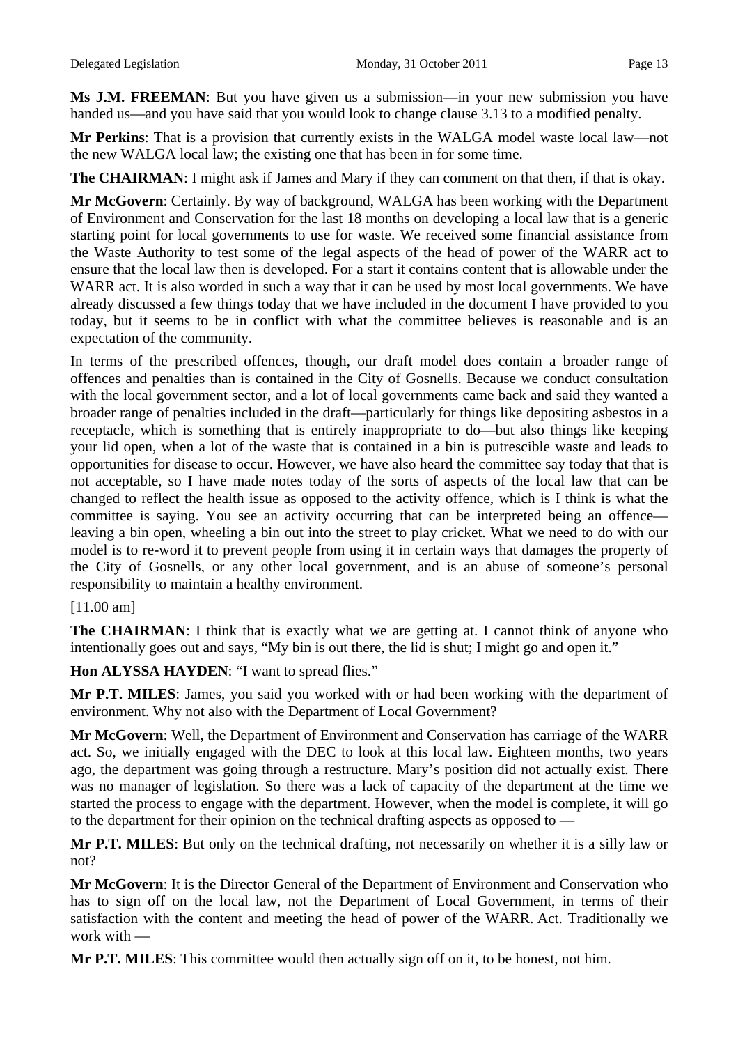**Ms J.M. FREEMAN**: But you have given us a submission—in your new submission you have handed us—and you have said that you would look to change clause 3.13 to a modified penalty.

**Mr Perkins**: That is a provision that currently exists in the WALGA model waste local law—not the new WALGA local law; the existing one that has been in for some time.

**The CHAIRMAN**: I might ask if James and Mary if they can comment on that then, if that is okay.

**Mr McGovern**: Certainly. By way of background, WALGA has been working with the Department of Environment and Conservation for the last 18 months on developing a local law that is a generic starting point for local governments to use for waste. We received some financial assistance from the Waste Authority to test some of the legal aspects of the head of power of the WARR act to ensure that the local law then is developed. For a start it contains content that is allowable under the WARR act. It is also worded in such a way that it can be used by most local governments. We have already discussed a few things today that we have included in the document I have provided to you today, but it seems to be in conflict with what the committee believes is reasonable and is an expectation of the community.

In terms of the prescribed offences, though, our draft model does contain a broader range of offences and penalties than is contained in the City of Gosnells. Because we conduct consultation with the local government sector, and a lot of local governments came back and said they wanted a broader range of penalties included in the draft—particularly for things like depositing asbestos in a receptacle, which is something that is entirely inappropriate to do—but also things like keeping your lid open, when a lot of the waste that is contained in a bin is putrescible waste and leads to opportunities for disease to occur. However, we have also heard the committee say today that that is not acceptable, so I have made notes today of the sorts of aspects of the local law that can be changed to reflect the health issue as opposed to the activity offence, which is I think is what the committee is saying. You see an activity occurring that can be interpreted being an offence—leaving a bin open, wheeling a bin out into the street to play cricket. What we need to do with our model is to re-word it to prevent people from using it in certain ways that damages the property of the City of Gosnells, or any other local government, and is an abuse of someone's personal responsibility to maintain a healthy environment.

[11.00 am]

**The CHAIRMAN**: I think that is exactly what we are getting at. I cannot think of anyone who intentionally goes out and says, "My bin is out there, the lid is shut; I might go and open it."

**Hon ALYSSA HAYDEN**: "I want to spread flies."

**Mr P.T. MILES**: James, you said you worked with or had been working with the department of environment. Why not also with the Department of Local Government?

**Mr McGovern**: Well, the Department of Environment and Conservation has carriage of the WARR act. So, we initially engaged with the DEC to look at this local law. Eighteen months, two years ago, the department was going through a restructure. Mary's position did not actually exist. There was no manager of legislation. So there was a lack of capacity of the department at the time we started the process to engage with the department. However, when the model is complete, it will go to the department for their opinion on the technical drafting aspects as opposed to —

**Mr P.T. MILES**: But only on the technical drafting, not necessarily on whether it is a silly law or not?

**Mr McGovern**: It is the Director General of the Department of Environment and Conservation who has to sign off on the local law, not the Department of Local Government, in terms of their satisfaction with the content and meeting the head of power of the WARR. Act. Traditionally we work with —

**Mr P.T. MILES**: This committee would then actually sign off on it, to be honest, not him.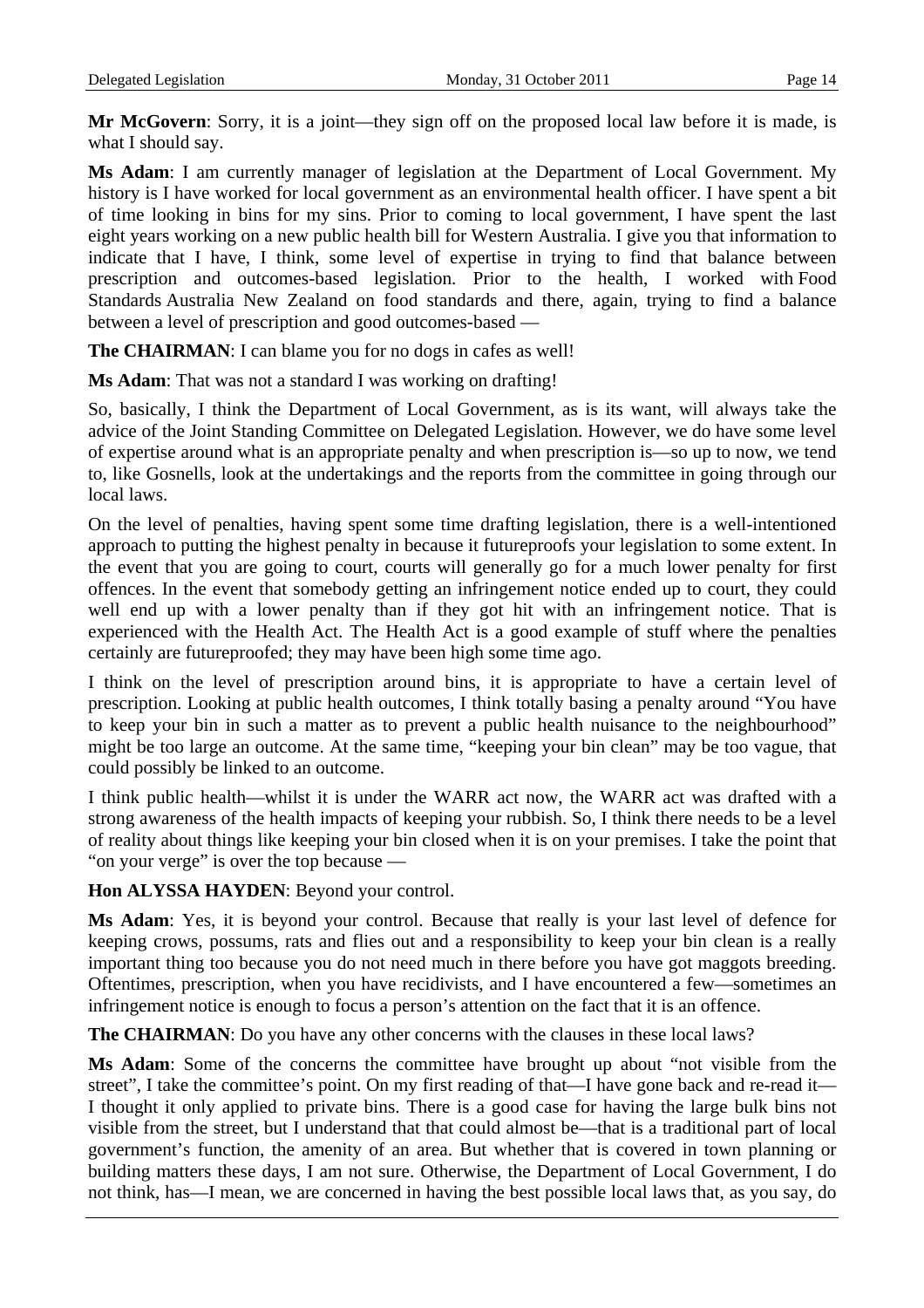**Mr McGovern**: Sorry, it is a joint—they sign off on the proposed local law before it is made, is what I should say.

**Ms Adam**: I am currently manager of legislation at the Department of Local Government. My history is I have worked for local government as an environmental health officer. I have spent a bit of time looking in bins for my sins. Prior to coming to local government, I have spent the last eight years working on a new public health bill for Western Australia. I give you that information to indicate that I have, I think, some level of expertise in trying to find that balance between prescription and outcomes-based legislation. Prior to the health, I worked with Food Standards Australia New Zealand on food standards and there, again, trying to find a balance between a level of prescription and good outcomes-based —

**The CHAIRMAN**: I can blame you for no dogs in cafes as well!

**Ms Adam**: That was not a standard I was working on drafting!

So, basically, I think the Department of Local Government, as is its want, will always take the advice of the Joint Standing Committee on Delegated Legislation. However, we do have some level of expertise around what is an appropriate penalty and when prescription is—so up to now, we tend to, like Gosnells, look at the undertakings and the reports from the committee in going through our local laws.

On the level of penalties, having spent some time drafting legislation, there is a well-intentioned approach to putting the highest penalty in because it futureproofs your legislation to some extent. In the event that you are going to court, courts will generally go for a much lower penalty for first offences. In the event that somebody getting an infringement notice ended up to court, they could well end up with a lower penalty than if they got hit with an infringement notice. That is experienced with the Health Act. The Health Act is a good example of stuff where the penalties certainly are futureproofed; they may have been high some time ago.

I think on the level of prescription around bins, it is appropriate to have a certain level of prescription. Looking at public health outcomes, I think totally basing a penalty around "You have to keep your bin in such a matter as to prevent a public health nuisance to the neighbourhood" might be too large an outcome. At the same time, "keeping your bin clean" may be too vague, that could possibly be linked to an outcome.

I think public health—whilst it is under the WARR act now, the WARR act was drafted with a strong awareness of the health impacts of keeping your rubbish. So, I think there needs to be a level of reality about things like keeping your bin closed when it is on your premises. I take the point that "on your verge" is over the top because —

**Hon ALYSSA HAYDEN**: Beyond your control.

**Ms Adam**: Yes, it is beyond your control. Because that really is your last level of defence for keeping crows, possums, rats and flies out and a responsibility to keep your bin clean is a really important thing too because you do not need much in there before you have got maggots breeding. Oftentimes, prescription, when you have recidivists, and I have encountered a few—sometimes an infringement notice is enough to focus a person's attention on the fact that it is an offence.

**The CHAIRMAN**: Do you have any other concerns with the clauses in these local laws?

**Ms Adam**: Some of the concerns the committee have brought up about "not visible from the street", I take the committee's point. On my first reading of that—I have gone back and re-read it—I thought it only applied to private bins. There is a good case for having the large bulk bins not visible from the street, but I understand that that could almost be—that is a traditional part of local government's function, the amenity of an area. But whether that is covered in town planning or building matters these days, I am not sure. Otherwise, the Department of Local Government, I do not think, has—I mean, we are concerned in having the best possible local laws that, as you say, do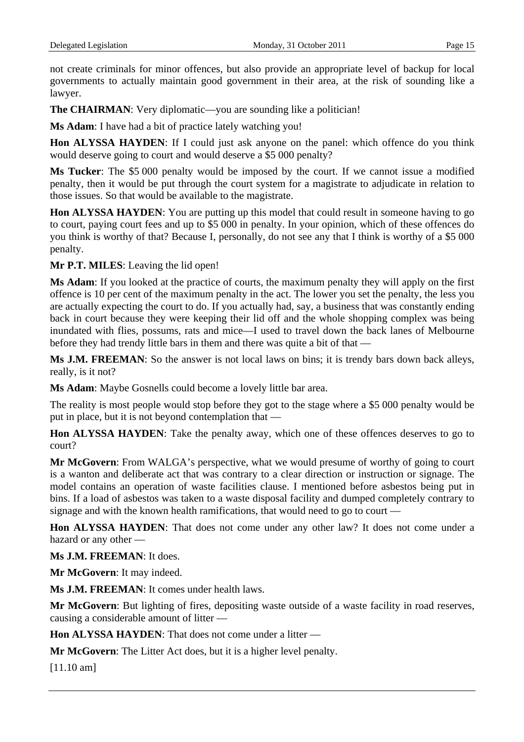not create criminals for minor offences, but also provide an appropriate level of backup for local governments to actually maintain good government in their area, at the risk of sounding like a lawyer.

**The CHAIRMAN**: Very diplomatic—you are sounding like a politician!

**Ms Adam**: I have had a bit of practice lately watching you!

**Hon ALYSSA HAYDEN**: If I could just ask anyone on the panel: which offence do you think would deserve going to court and would deserve a $5 000 penalty?

**Ms Tucker**: The $5 000 penalty would be imposed by the court. If we cannot issue a modified penalty, then it would be put through the court system for a magistrate to adjudicate in relation to those issues. So that would be available to the magistrate.

**Hon ALYSSA HAYDEN**: You are putting up this model that could result in someone having to go to court, paying court fees and up to $5 000 in penalty. In your opinion, which of these offences do you think is worthy of that? Because I, personally, do not see any that I think is worthy of a $5 000 penalty.

**Mr P.T. MILES**: Leaving the lid open!

**Ms Adam**: If you looked at the practice of courts, the maximum penalty they will apply on the first offence is 10 per cent of the maximum penalty in the act. The lower you set the penalty, the less you are actually expecting the court to do. If you actually had, say, a business that was constantly ending back in court because they were keeping their lid off and the whole shopping complex was being inundated with flies, possums, rats and mice—I used to travel down the back lanes of Melbourne before they had trendy little bars in them and there was quite a bit of that —

**Ms J.M. FREEMAN**: So the answer is not local laws on bins; it is trendy bars down back alleys, really, is it not?

**Ms Adam**: Maybe Gosnells could become a lovely little bar area.

The reality is most people would stop before they got to the stage where a $5 000 penalty would be put in place, but it is not beyond contemplation that —

**Hon ALYSSA HAYDEN**: Take the penalty away, which one of these offences deserves to go to court?

**Mr McGovern**: From WALGA's perspective, what we would presume of worthy of going to court is a wanton and deliberate act that was contrary to a clear direction or instruction or signage. The model contains an operation of waste facilities clause. I mentioned before asbestos being put in bins. If a load of asbestos was taken to a waste disposal facility and dumped completely contrary to signage and with the known health ramifications, that would need to go to court —

**Hon ALYSSA HAYDEN**: That does not come under any other law? It does not come under a hazard or any other —

**Ms J.M. FREEMAN**: It does.

**Mr McGovern**: It may indeed.

**Ms J.M. FREEMAN**: It comes under health laws.

**Mr McGovern**: But lighting of fires, depositing waste outside of a waste facility in road reserves, causing a considerable amount of litter —

**Hon ALYSSA HAYDEN**: That does not come under a litter —

**Mr McGovern**: The Litter Act does, but it is a higher level penalty.

[11.10 am]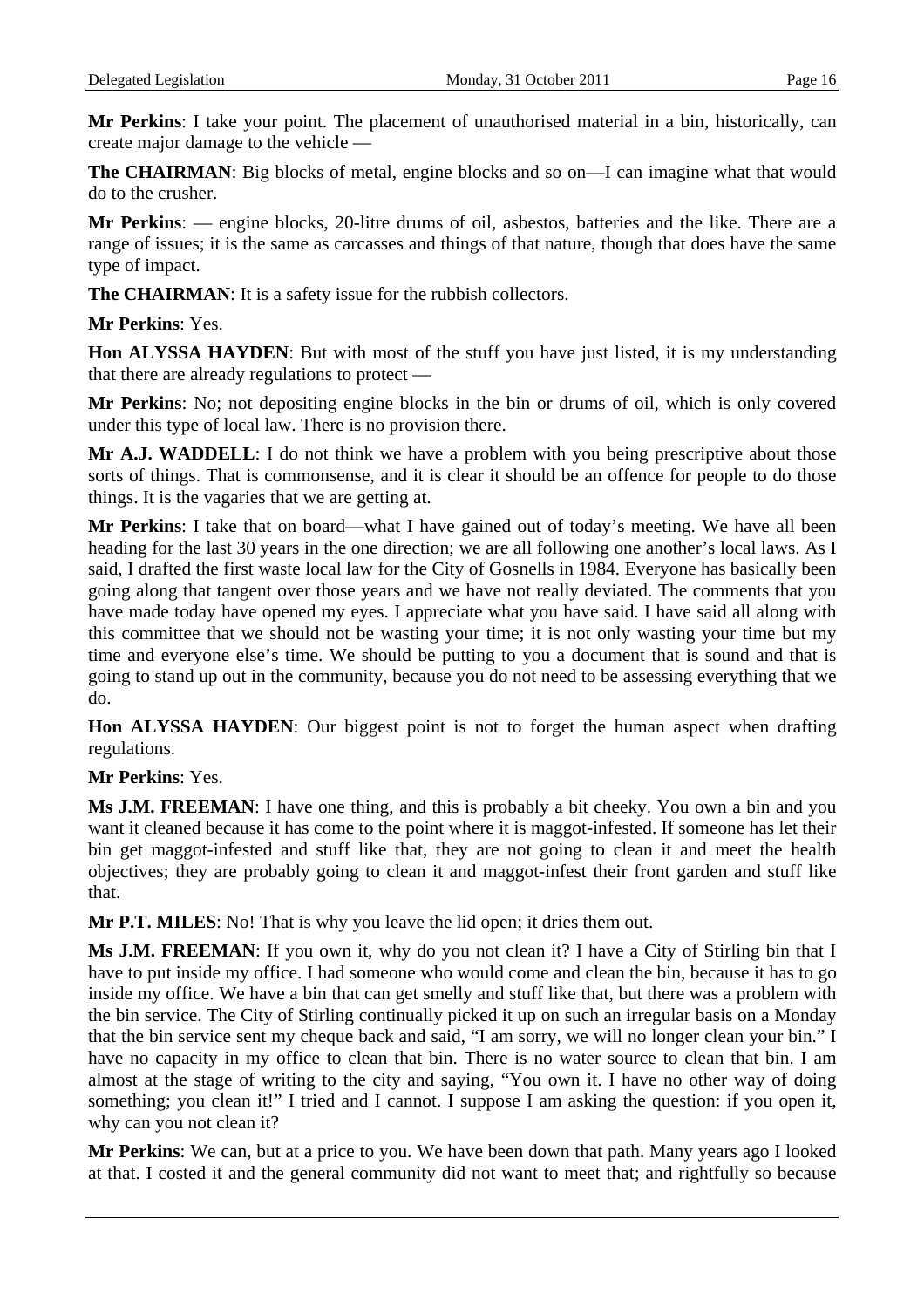**Mr Perkins**: I take your point. The placement of unauthorised material in a bin, historically, can create major damage to the vehicle —

**The CHAIRMAN**: Big blocks of metal, engine blocks and so on—I can imagine what that would do to the crusher.

**Mr Perkins**: — engine blocks, 20-litre drums of oil, asbestos, batteries and the like. There are a range of issues; it is the same as carcasses and things of that nature, though that does have the same type of impact.

**The CHAIRMAN**: It is a safety issue for the rubbish collectors.

**Mr Perkins**: Yes.

**Hon ALYSSA HAYDEN**: But with most of the stuff you have just listed, it is my understanding that there are already regulations to protect —

**Mr Perkins**: No; not depositing engine blocks in the bin or drums of oil, which is only covered under this type of local law. There is no provision there.

**Mr A.J. WADDELL**: I do not think we have a problem with you being prescriptive about those sorts of things. That is commonsense, and it is clear it should be an offence for people to do those things. It is the vagaries that we are getting at.

**Mr Perkins**: I take that on board—what I have gained out of today's meeting. We have all been heading for the last 30 years in the one direction; we are all following one another's local laws. As I said, I drafted the first waste local law for the City of Gosnells in 1984. Everyone has basically been going along that tangent over those years and we have not really deviated. The comments that you have made today have opened my eyes. I appreciate what you have said. I have said all along with this committee that we should not be wasting your time; it is not only wasting your time but my time and everyone else's time. We should be putting to you a document that is sound and that is going to stand up out in the community, because you do not need to be assessing everything that we do.

**Hon ALYSSA HAYDEN**: Our biggest point is not to forget the human aspect when drafting regulations.

**Mr Perkins**: Yes.

**Ms J.M. FREEMAN**: I have one thing, and this is probably a bit cheeky. You own a bin and you want it cleaned because it has come to the point where it is maggot-infested. If someone has let their bin get maggot-infested and stuff like that, they are not going to clean it and meet the health objectives; they are probably going to clean it and maggot-infest their front garden and stuff like that.

**Mr P.T. MILES**: No! That is why you leave the lid open; it dries them out.

**Ms J.M. FREEMAN**: If you own it, why do you not clean it? I have a City of Stirling bin that I have to put inside my office. I had someone who would come and clean the bin, because it has to go inside my office. We have a bin that can get smelly and stuff like that, but there was a problem with the bin service. The City of Stirling continually picked it up on such an irregular basis on a Monday that the bin service sent my cheque back and said, "I am sorry, we will no longer clean your bin." I have no capacity in my office to clean that bin. There is no water source to clean that bin. I am almost at the stage of writing to the city and saying, "You own it. I have no other way of doing something; you clean it!" I tried and I cannot. I suppose I am asking the question: if you open it, why can you not clean it?

**Mr Perkins**: We can, but at a price to you. We have been down that path. Many years ago I looked at that. I costed it and the general community did not want to meet that; and rightfully so because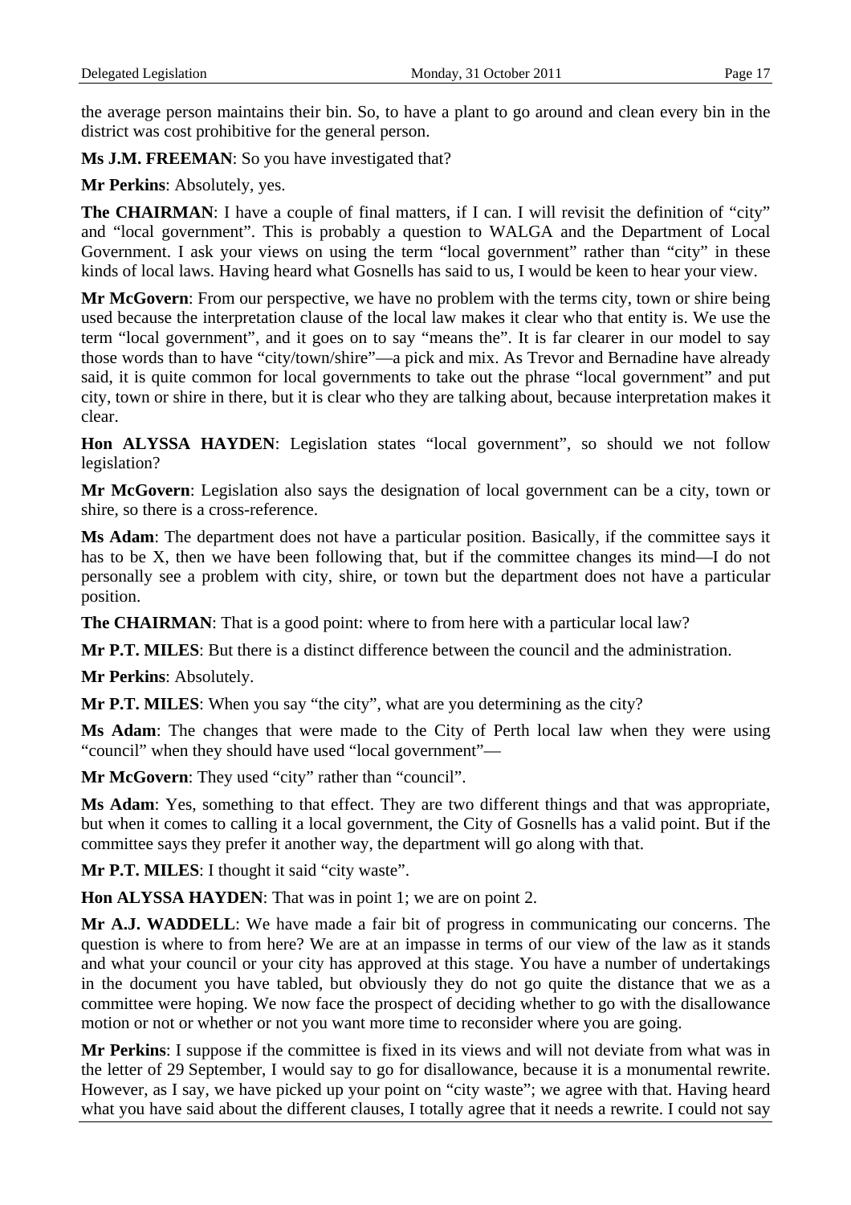the average person maintains their bin. So, to have a plant to go around and clean every bin in the district was cost prohibitive for the general person.

**Ms J.M. FREEMAN**: So you have investigated that?

**Mr Perkins**: Absolutely, yes.

**The CHAIRMAN**: I have a couple of final matters, if I can. I will revisit the definition of "city" and "local government". This is probably a question to WALGA and the Department of Local Government. I ask your views on using the term "local government" rather than "city" in these kinds of local laws. Having heard what Gosnells has said to us, I would be keen to hear your view.

**Mr McGovern**: From our perspective, we have no problem with the terms city, town or shire being used because the interpretation clause of the local law makes it clear who that entity is. We use the term "local government", and it goes on to say "means the". It is far clearer in our model to say those words than to have "city/town/shire"—a pick and mix. As Trevor and Bernadine have already said, it is quite common for local governments to take out the phrase "local government" and put city, town or shire in there, but it is clear who they are talking about, because interpretation makes it clear.

**Hon ALYSSA HAYDEN**: Legislation states "local government", so should we not follow legislation?

**Mr McGovern**: Legislation also says the designation of local government can be a city, town or shire, so there is a cross-reference.

**Ms Adam**: The department does not have a particular position. Basically, if the committee says it has to be X, then we have been following that, but if the committee changes its mind—I do not personally see a problem with city, shire, or town but the department does not have a particular position.

**The CHAIRMAN**: That is a good point: where to from here with a particular local law?

**Mr P.T. MILES**: But there is a distinct difference between the council and the administration.

**Mr Perkins**: Absolutely.

**Mr P.T. MILES**: When you say "the city", what are you determining as the city?

**Ms Adam**: The changes that were made to the City of Perth local law when they were using "council" when they should have used "local government"—

**Mr McGovern**: They used "city" rather than "council".

**Ms Adam**: Yes, something to that effect. They are two different things and that was appropriate, but when it comes to calling it a local government, the City of Gosnells has a valid point. But if the committee says they prefer it another way, the department will go along with that.

**Mr P.T. MILES**: I thought it said "city waste".

**Hon ALYSSA HAYDEN**: That was in point 1; we are on point 2.

**Mr A.J. WADDELL**: We have made a fair bit of progress in communicating our concerns. The question is where to from here? We are at an impasse in terms of our view of the law as it stands and what your council or your city has approved at this stage. You have a number of undertakings in the document you have tabled, but obviously they do not go quite the distance that we as a committee were hoping. We now face the prospect of deciding whether to go with the disallowance motion or not or whether or not you want more time to reconsider where you are going.

**Mr Perkins**: I suppose if the committee is fixed in its views and will not deviate from what was in the letter of 29 September, I would say to go for disallowance, because it is a monumental rewrite. However, as I say, we have picked up your point on "city waste"; we agree with that. Having heard what you have said about the different clauses, I totally agree that it needs a rewrite. I could not say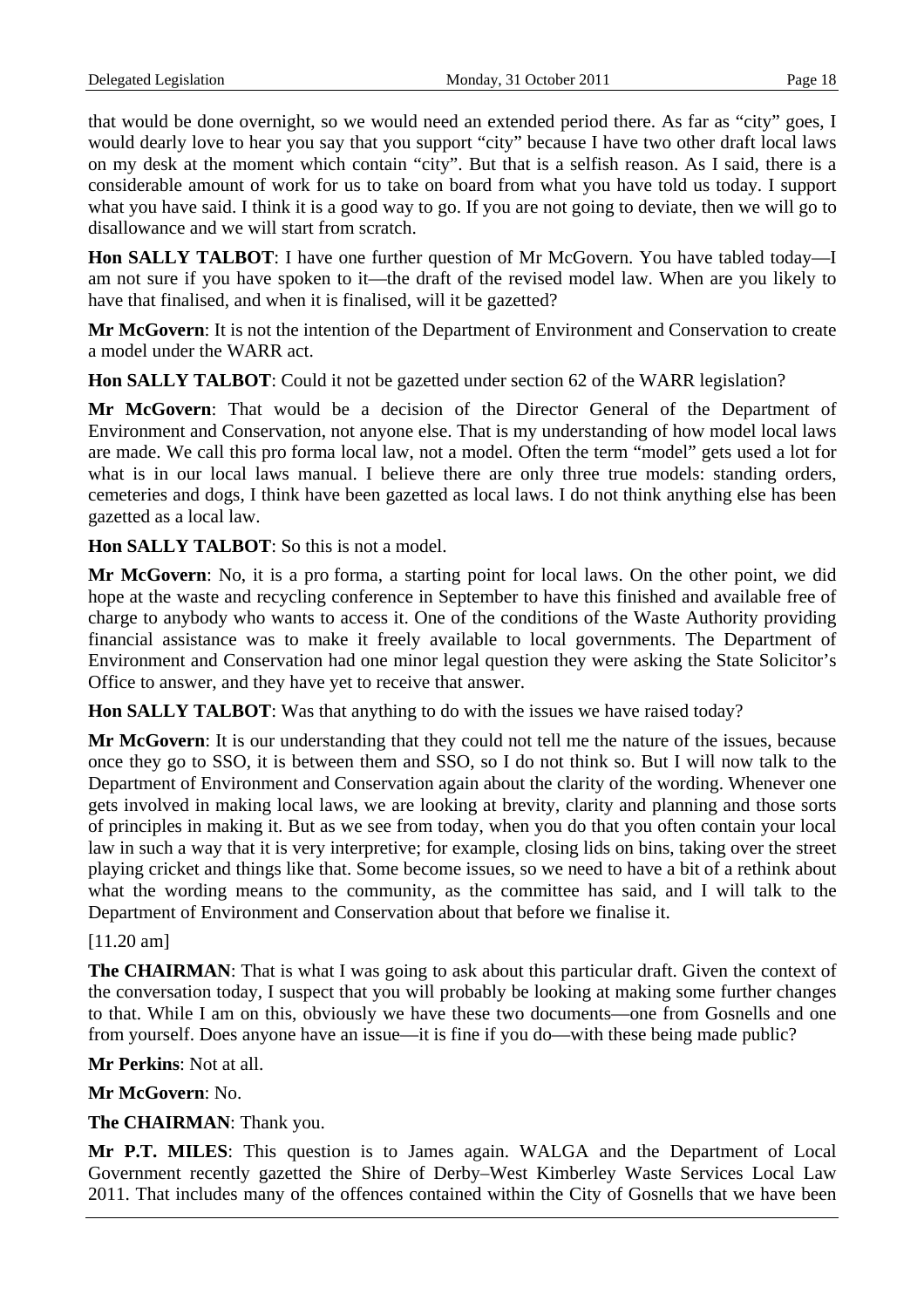that would be done overnight, so we would need an extended period there. As far as "city" goes, I would dearly love to hear you say that you support "city" because I have two other draft local laws on my desk at the moment which contain "city". But that is a selfish reason. As I said, there is a considerable amount of work for us to take on board from what you have told us today. I support what you have said. I think it is a good way to go. If you are not going to deviate, then we will go to disallowance and we will start from scratch.

**Hon SALLY TALBOT**: I have one further question of Mr McGovern. You have tabled today—I am not sure if you have spoken to it—the draft of the revised model law. When are you likely to have that finalised, and when it is finalised, will it be gazetted?

**Mr McGovern**: It is not the intention of the Department of Environment and Conservation to create a model under the WARR act.

**Hon SALLY TALBOT**: Could it not be gazetted under section 62 of the WARR legislation?

**Mr McGovern**: That would be a decision of the Director General of the Department of Environment and Conservation, not anyone else. That is my understanding of how model local laws are made. We call this pro forma local law, not a model. Often the term "model" gets used a lot for what is in our local laws manual. I believe there are only three true models: standing orders, cemeteries and dogs, I think have been gazetted as local laws. I do not think anything else has been gazetted as a local law.

**Hon SALLY TALBOT**: So this is not a model.

**Mr McGovern**: No, it is a pro forma, a starting point for local laws. On the other point, we did hope at the waste and recycling conference in September to have this finished and available free of charge to anybody who wants to access it. One of the conditions of the Waste Authority providing financial assistance was to make it freely available to local governments. The Department of Environment and Conservation had one minor legal question they were asking the State Solicitor's Office to answer, and they have yet to receive that answer.

**Hon SALLY TALBOT**: Was that anything to do with the issues we have raised today?

**Mr McGovern**: It is our understanding that they could not tell me the nature of the issues, because once they go to SSO, it is between them and SSO, so I do not think so. But I will now talk to the Department of Environment and Conservation again about the clarity of the wording. Whenever one gets involved in making local laws, we are looking at brevity, clarity and planning and those sorts of principles in making it. But as we see from today, when you do that you often contain your local law in such a way that it is very interpretive; for example, closing lids on bins, taking over the street playing cricket and things like that. Some become issues, so we need to have a bit of a rethink about what the wording means to the community, as the committee has said, and I will talk to the Department of Environment and Conservation about that before we finalise it.

[11.20 am]

**The CHAIRMAN**: That is what I was going to ask about this particular draft. Given the context of the conversation today, I suspect that you will probably be looking at making some further changes to that. While I am on this, obviously we have these two documents—one from Gosnells and one from yourself. Does anyone have an issue—it is fine if you do—with these being made public?

**Mr Perkins**: Not at all.

**Mr McGovern**: No.

**The CHAIRMAN**: Thank you.

**Mr P.T. MILES**: This question is to James again. WALGA and the Department of Local Government recently gazetted the Shire of Derby–West Kimberley Waste Services Local Law 2011. That includes many of the offences contained within the City of Gosnells that we have been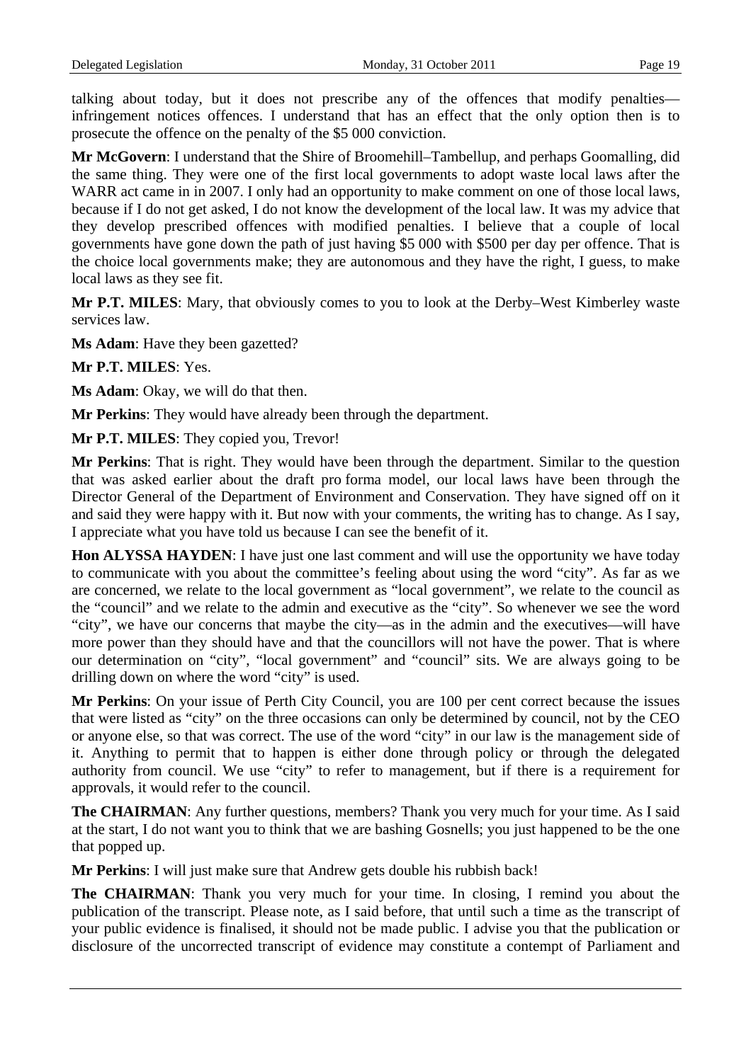talking about today, but it does not prescribe any of the offences that modify penalties—infringement notices offences. I understand that has an effect that the only option then is to prosecute the offence on the penalty of the $5 000 conviction.

**Mr McGovern**: I understand that the Shire of Broomehill–Tambellup, and perhaps Goomalling, did the same thing. They were one of the first local governments to adopt waste local laws after the WARR act came in in 2007. I only had an opportunity to make comment on one of those local laws, because if I do not get asked, I do not know the development of the local law. It was my advice that they develop prescribed offences with modified penalties. I believe that a couple of local governments have gone down the path of just having $5 000 with $500 per day per offence. That is the choice local governments make; they are autonomous and they have the right, I guess, to make local laws as they see fit.

**Mr P.T. MILES**: Mary, that obviously comes to you to look at the Derby–West Kimberley waste services law.

**Ms Adam**: Have they been gazetted?

**Mr P.T. MILES**: Yes.

**Ms Adam**: Okay, we will do that then.

**Mr Perkins**: They would have already been through the department.

**Mr P.T. MILES**: They copied you, Trevor!

**Mr Perkins**: That is right. They would have been through the department. Similar to the question that was asked earlier about the draft pro forma model, our local laws have been through the Director General of the Department of Environment and Conservation. They have signed off on it and said they were happy with it. But now with your comments, the writing has to change. As I say, I appreciate what you have told us because I can see the benefit of it.

**Hon ALYSSA HAYDEN**: I have just one last comment and will use the opportunity we have today to communicate with you about the committee's feeling about using the word "city". As far as we are concerned, we relate to the local government as "local government", we relate to the council as the "council" and we relate to the admin and executive as the "city". So whenever we see the word "city", we have our concerns that maybe the city—as in the admin and the executives—will have more power than they should have and that the councillors will not have the power. That is where our determination on "city", "local government" and "council" sits. We are always going to be drilling down on where the word "city" is used.

**Mr Perkins**: On your issue of Perth City Council, you are 100 per cent correct because the issues that were listed as "city" on the three occasions can only be determined by council, not by the CEO or anyone else, so that was correct. The use of the word "city" in our law is the management side of it. Anything to permit that to happen is either done through policy or through the delegated authority from council. We use "city" to refer to management, but if there is a requirement for approvals, it would refer to the council.

**The CHAIRMAN**: Any further questions, members? Thank you very much for your time. As I said at the start, I do not want you to think that we are bashing Gosnells; you just happened to be the one that popped up.

**Mr Perkins**: I will just make sure that Andrew gets double his rubbish back!

**The CHAIRMAN**: Thank you very much for your time. In closing, I remind you about the publication of the transcript. Please note, as I said before, that until such a time as the transcript of your public evidence is finalised, it should not be made public. I advise you that the publication or disclosure of the uncorrected transcript of evidence may constitute a contempt of Parliament and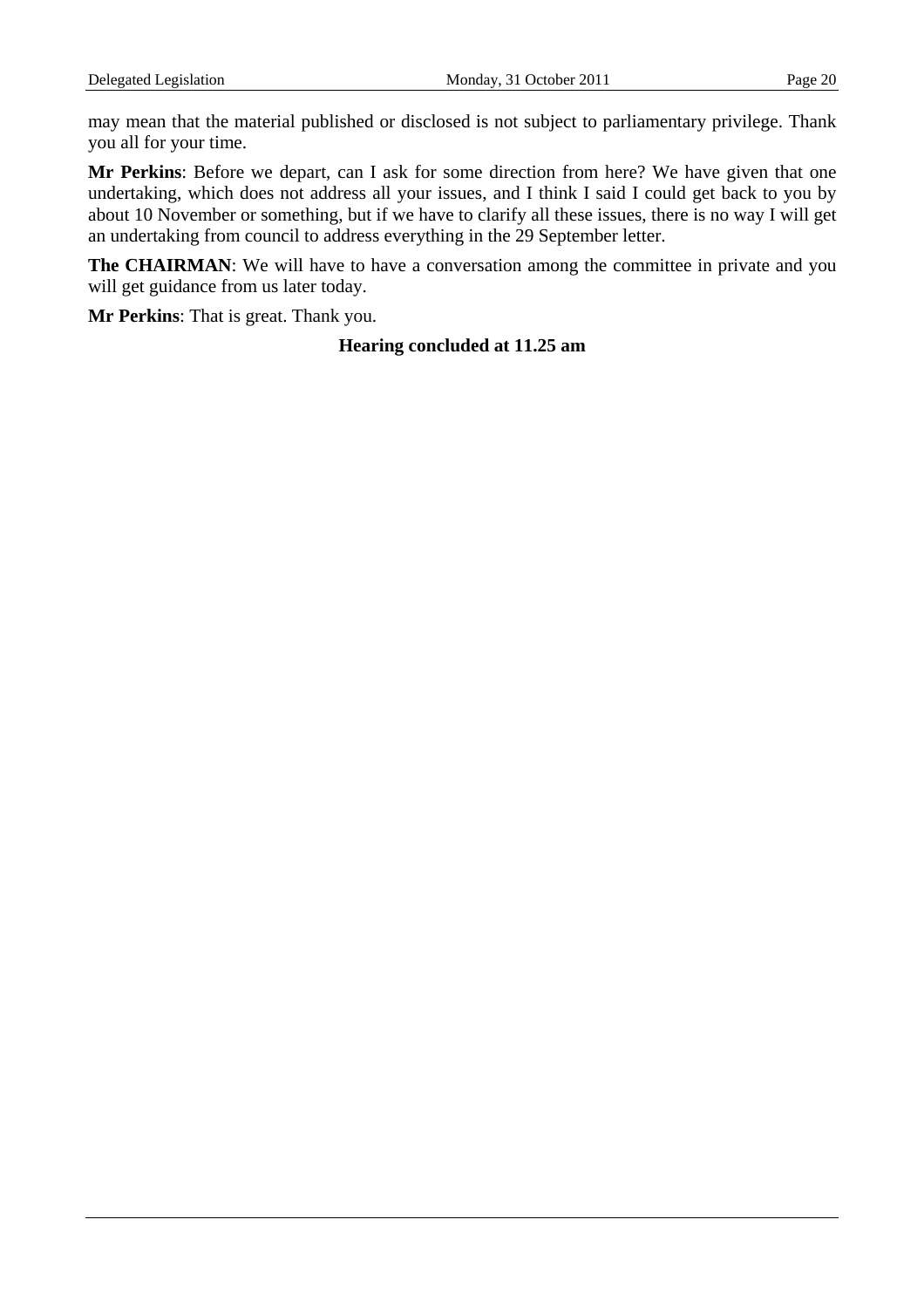may mean that the material published or disclosed is not subject to parliamentary privilege. Thank you all for your time.

**Mr Perkins**: Before we depart, can I ask for some direction from here? We have given that one undertaking, which does not address all your issues, and I think I said I could get back to you by about 10 November or something, but if we have to clarify all these issues, there is no way I will get an undertaking from council to address everything in the 29 September letter.

**The CHAIRMAN**: We will have to have a conversation among the committee in private and you will get guidance from us later today.

**Mr Perkins**: That is great. Thank you.

**Hearing concluded at 11.25 am**